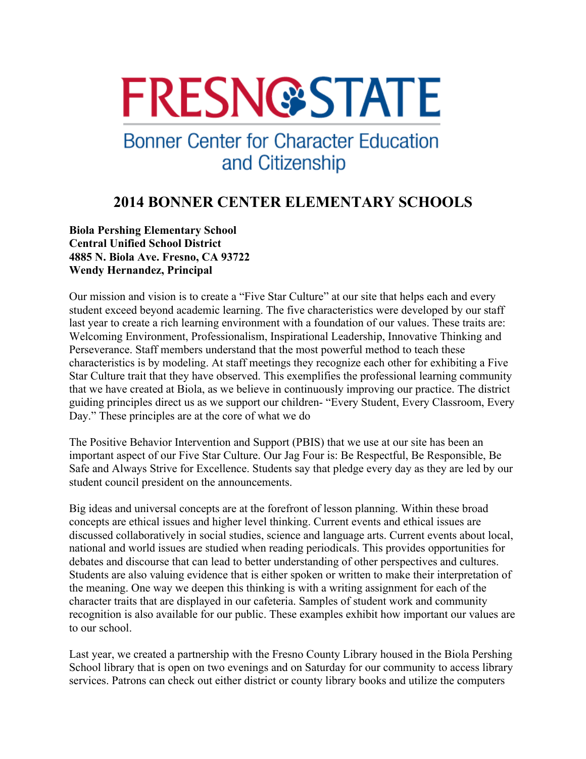# FRESNO STATE

## Bonner Center for Character Education and Citizenship

## 2014 BONNER CENTER ELEMENTARY SCHOOLS

**Biola Pershing Elementary School**
**Central Unified School District**
**4885 N. Biola Ave. Fresno, CA 93722**
**Wendy Hernandez, Principal**

Our mission and vision is to create a "Five Star Culture" at our site that helps each and every student exceed beyond academic learning. The five characteristics were developed by our staff last year to create a rich learning environment with a foundation of our values. These traits are: Welcoming Environment, Professionalism, Inspirational Leadership, Innovative Thinking and Perseverance. Staff members understand that the most powerful method to teach these characteristics is by modeling. At staff meetings they recognize each other for exhibiting a Five Star Culture trait that they have observed. This exemplifies the professional learning community that we have created at Biola, as we believe in continuously improving our practice. The district guiding principles direct us as we support our children- "Every Student, Every Classroom, Every Day." These principles are at the core of what we do

The Positive Behavior Intervention and Support (PBIS) that we use at our site has been an important aspect of our Five Star Culture. Our Jag Four is: Be Respectful, Be Responsible, Be Safe and Always Strive for Excellence. Students say that pledge every day as they are led by our student council president on the announcements.

Big ideas and universal concepts are at the forefront of lesson planning. Within these broad concepts are ethical issues and higher level thinking. Current events and ethical issues are discussed collaboratively in social studies, science and language arts. Current events about local, national and world issues are studied when reading periodicals. This provides opportunities for debates and discourse that can lead to better understanding of other perspectives and cultures. Students are also valuing evidence that is either spoken or written to make their interpretation of the meaning. One way we deepen this thinking is with a writing assignment for each of the character traits that are displayed in our cafeteria. Samples of student work and community recognition is also available for our public. These examples exhibit how important our values are to our school.

Last year, we created a partnership with the Fresno County Library housed in the Biola Pershing School library that is open on two evenings and on Saturday for our community to access library services. Patrons can check out either district or county library books and utilize the computers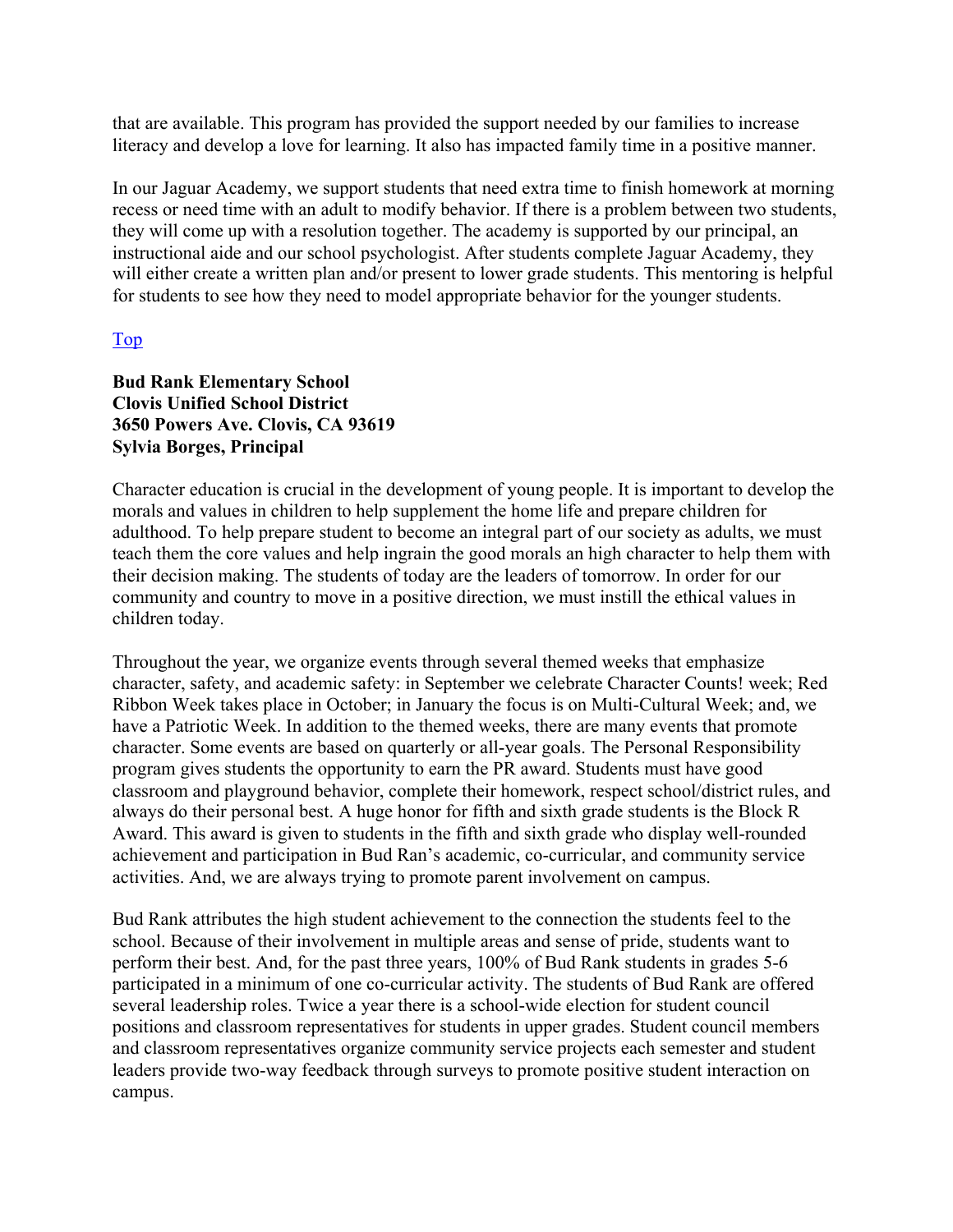that are available. This program has provided the support needed by our families to increase literacy and develop a love for learning. It also has impacted family time in a positive manner.

In our Jaguar Academy, we support students that need extra time to finish homework at morning recess or need time with an adult to modify behavior. If there is a problem between two students, they will come up with a resolution together. The academy is supported by our principal, an instructional aide and our school psychologist. After students complete Jaguar Academy, they will either create a written plan and/or present to lower grade students. This mentoring is helpful for students to see how they need to model appropriate behavior for the younger students.

[Top]

**Bud Rank Elementary School**
**Clovis Unified School District**
**3650 Powers Ave. Clovis, CA 93619**
**Sylvia Borges, Principal**

Character education is crucial in the development of young people. It is important to develop the morals and values in children to help supplement the home life and prepare children for adulthood. To help prepare student to become an integral part of our society as adults, we must teach them the core values and help ingrain the good morals an high character to help them with their decision making. The students of today are the leaders of tomorrow. In order for our community and country to move in a positive direction, we must instill the ethical values in children today.

Throughout the year, we organize events through several themed weeks that emphasize character, safety, and academic safety: in September we celebrate Character Counts! week; Red Ribbon Week takes place in October; in January the focus is on Multi-Cultural Week; and, we have a Patriotic Week. In addition to the themed weeks, there are many events that promote character. Some events are based on quarterly or all-year goals. The Personal Responsibility program gives students the opportunity to earn the PR award. Students must have good classroom and playground behavior, complete their homework, respect school/district rules, and always do their personal best. A huge honor for fifth and sixth grade students is the Block R Award. This award is given to students in the fifth and sixth grade who display well-rounded achievement and participation in Bud Ran's academic, co-curricular, and community service activities. And, we are always trying to promote parent involvement on campus.

Bud Rank attributes the high student achievement to the connection the students feel to the school. Because of their involvement in multiple areas and sense of pride, students want to perform their best. And, for the past three years, 100% of Bud Rank students in grades 5-6 participated in a minimum of one co-curricular activity. The students of Bud Rank are offered several leadership roles. Twice a year there is a school-wide election for student council positions and classroom representatives for students in upper grades. Student council members and classroom representatives organize community service projects each semester and student leaders provide two-way feedback through surveys to promote positive student interaction on campus.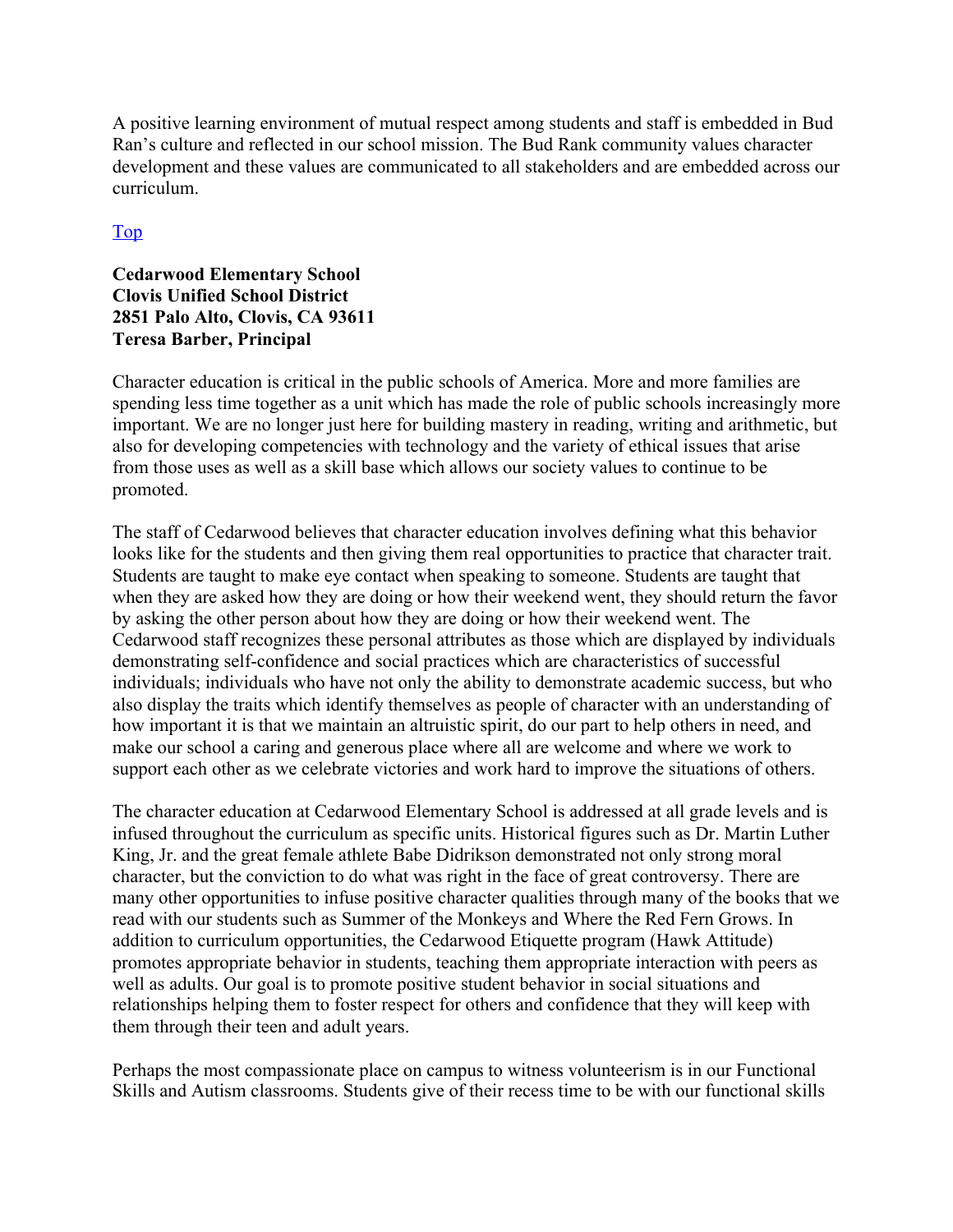A positive learning environment of mutual respect among students and staff is embedded in Bud Ran's culture and reflected in our school mission. The Bud Rank community values character development and these values are communicated to all stakeholders and are embedded across our curriculum.

[Top](#)

**Cedarwood Elementary School**
**Clovis Unified School District**
**2851 Palo Alto, Clovis, CA 93611**
**Teresa Barber, Principal**

Character education is critical in the public schools of America. More and more families are spending less time together as a unit which has made the role of public schools increasingly more important. We are no longer just here for building mastery in reading, writing and arithmetic, but also for developing competencies with technology and the variety of ethical issues that arise from those uses as well as a skill base which allows our society values to continue to be promoted.

The staff of Cedarwood believes that character education involves defining what this behavior looks like for the students and then giving them real opportunities to practice that character trait. Students are taught to make eye contact when speaking to someone. Students are taught that when they are asked how they are doing or how their weekend went, they should return the favor by asking the other person about how they are doing or how their weekend went. The Cedarwood staff recognizes these personal attributes as those which are displayed by individuals demonstrating self-confidence and social practices which are characteristics of successful individuals; individuals who have not only the ability to demonstrate academic success, but who also display the traits which identify themselves as people of character with an understanding of how important it is that we maintain an altruistic spirit, do our part to help others in need, and make our school a caring and generous place where all are welcome and where we work to support each other as we celebrate victories and work hard to improve the situations of others.

The character education at Cedarwood Elementary School is addressed at all grade levels and is infused throughout the curriculum as specific units. Historical figures such as Dr. Martin Luther King, Jr. and the great female athlete Babe Didrikson demonstrated not only strong moral character, but the conviction to do what was right in the face of great controversy. There are many other opportunities to infuse positive character qualities through many of the books that we read with our students such as Summer of the Monkeys and Where the Red Fern Grows. In addition to curriculum opportunities, the Cedarwood Etiquette program (Hawk Attitude) promotes appropriate behavior in students, teaching them appropriate interaction with peers as well as adults. Our goal is to promote positive student behavior in social situations and relationships helping them to foster respect for others and confidence that they will keep with them through their teen and adult years.

Perhaps the most compassionate place on campus to witness volunteerism is in our Functional Skills and Autism classrooms. Students give of their recess time to be with our functional skills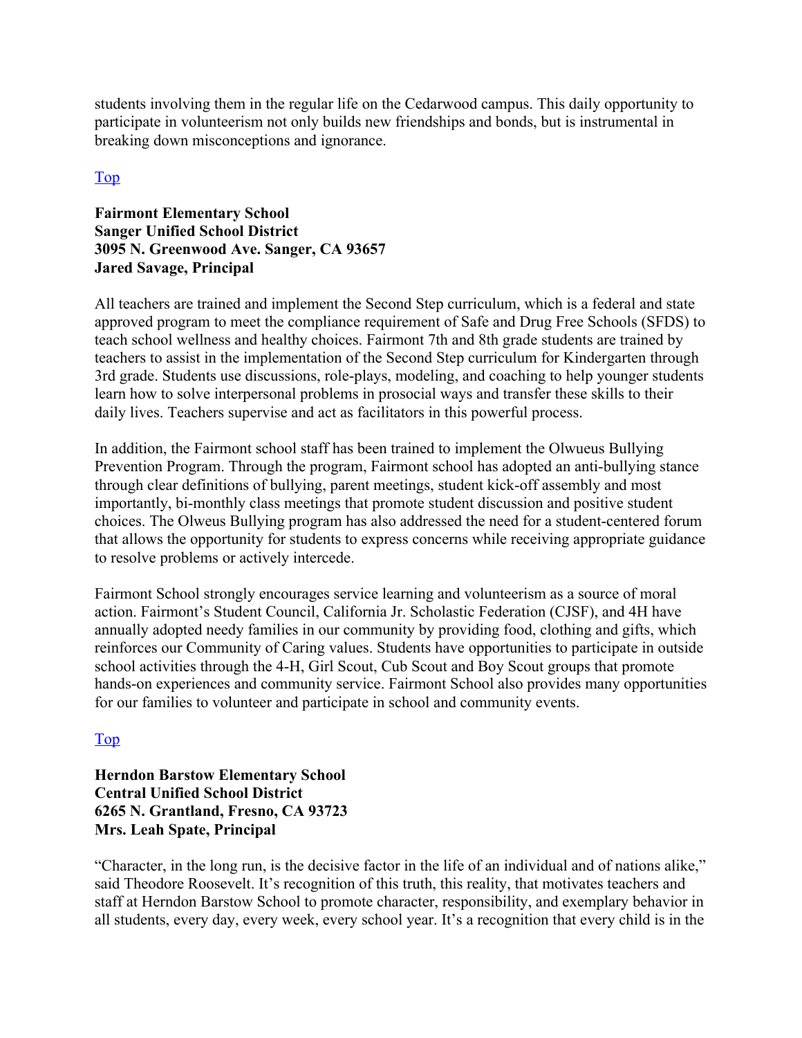students involving them in the regular life on the Cedarwood campus. This daily opportunity to participate in volunteerism not only builds new friendships and bonds, but is instrumental in breaking down misconceptions and ignorance.

[Top]

**Fairmont Elementary School**
**Sanger Unified School District**
**3095 N. Greenwood Ave. Sanger, CA 93657**
**Jared Savage, Principal**

All teachers are trained and implement the Second Step curriculum, which is a federal and state approved program to meet the compliance requirement of Safe and Drug Free Schools (SFDS) to teach school wellness and healthy choices. Fairmont 7th and 8th grade students are trained by teachers to assist in the implementation of the Second Step curriculum for Kindergarten through 3rd grade. Students use discussions, role-plays, modeling, and coaching to help younger students learn how to solve interpersonal problems in prosocial ways and transfer these skills to their daily lives. Teachers supervise and act as facilitators in this powerful process.

In addition, the Fairmont school staff has been trained to implement the Olwueus Bullying Prevention Program. Through the program, Fairmont school has adopted an anti-bullying stance through clear definitions of bullying, parent meetings, student kick-off assembly and most importantly, bi-monthly class meetings that promote student discussion and positive student choices. The Olweus Bullying program has also addressed the need for a student-centered forum that allows the opportunity for students to express concerns while receiving appropriate guidance to resolve problems or actively intercede.

Fairmont School strongly encourages service learning and volunteerism as a source of moral action. Fairmont's Student Council, California Jr. Scholastic Federation (CJSF), and 4H have annually adopted needy families in our community by providing food, clothing and gifts, which reinforces our Community of Caring values. Students have opportunities to participate in outside school activities through the 4-H, Girl Scout, Cub Scout and Boy Scout groups that promote hands-on experiences and community service. Fairmont School also provides many opportunities for our families to volunteer and participate in school and community events.

[Top]

**Herndon Barstow Elementary School**
**Central Unified School District**
**6265 N. Grantland, Fresno, CA 93723**
**Mrs. Leah Spate, Principal**

"Character, in the long run, is the decisive factor in the life of an individual and of nations alike," said Theodore Roosevelt. It's recognition of this truth, this reality, that motivates teachers and staff at Herndon Barstow School to promote character, responsibility, and exemplary behavior in all students, every day, every week, every school year. It's a recognition that every child is in the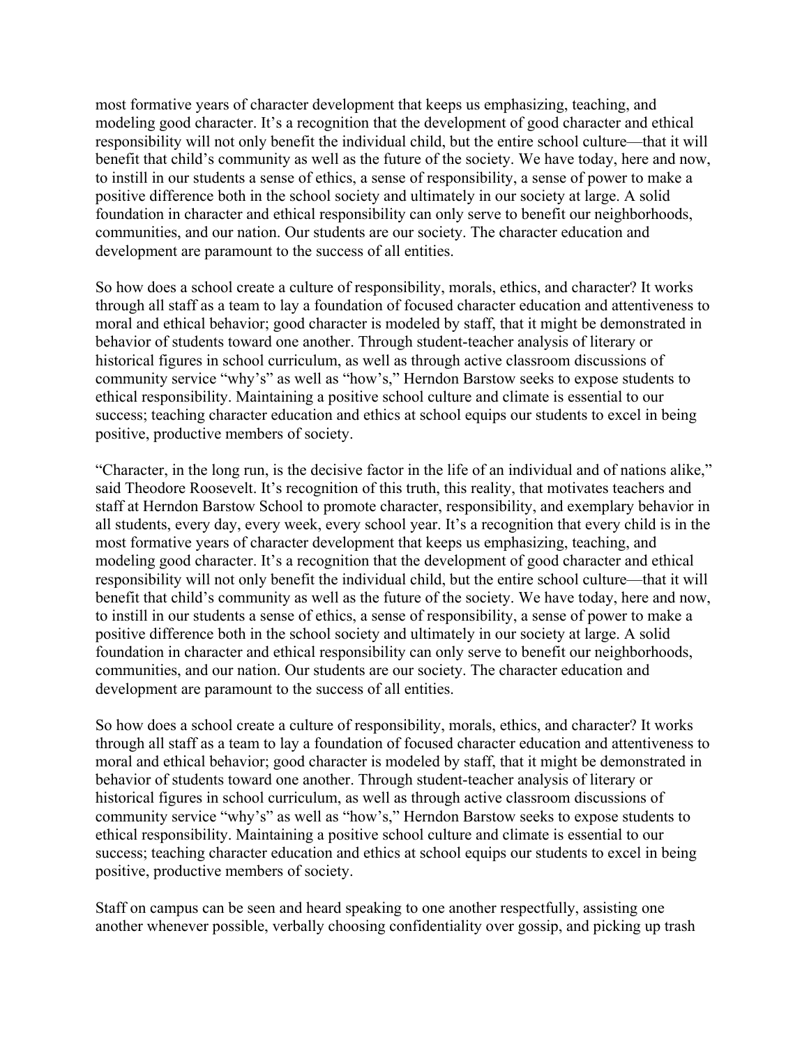most formative years of character development that keeps us emphasizing, teaching, and modeling good character. It's a recognition that the development of good character and ethical responsibility will not only benefit the individual child, but the entire school culture—that it will benefit that child's community as well as the future of the society. We have today, here and now, to instill in our students a sense of ethics, a sense of responsibility, a sense of power to make a positive difference both in the school society and ultimately in our society at large. A solid foundation in character and ethical responsibility can only serve to benefit our neighborhoods, communities, and our nation. Our students are our society. The character education and development are paramount to the success of all entities.

So how does a school create a culture of responsibility, morals, ethics, and character? It works through all staff as a team to lay a foundation of focused character education and attentiveness to moral and ethical behavior; good character is modeled by staff, that it might be demonstrated in behavior of students toward one another. Through student-teacher analysis of literary or historical figures in school curriculum, as well as through active classroom discussions of community service "why's" as well as "how's," Herndon Barstow seeks to expose students to ethical responsibility. Maintaining a positive school culture and climate is essential to our success; teaching character education and ethics at school equips our students to excel in being positive, productive members of society.

"Character, in the long run, is the decisive factor in the life of an individual and of nations alike," said Theodore Roosevelt. It's recognition of this truth, this reality, that motivates teachers and staff at Herndon Barstow School to promote character, responsibility, and exemplary behavior in all students, every day, every week, every school year. It's a recognition that every child is in the most formative years of character development that keeps us emphasizing, teaching, and modeling good character. It's a recognition that the development of good character and ethical responsibility will not only benefit the individual child, but the entire school culture—that it will benefit that child's community as well as the future of the society. We have today, here and now, to instill in our students a sense of ethics, a sense of responsibility, a sense of power to make a positive difference both in the school society and ultimately in our society at large. A solid foundation in character and ethical responsibility can only serve to benefit our neighborhoods, communities, and our nation. Our students are our society. The character education and development are paramount to the success of all entities.

So how does a school create a culture of responsibility, morals, ethics, and character? It works through all staff as a team to lay a foundation of focused character education and attentiveness to moral and ethical behavior; good character is modeled by staff, that it might be demonstrated in behavior of students toward one another. Through student-teacher analysis of literary or historical figures in school curriculum, as well as through active classroom discussions of community service "why's" as well as "how's," Herndon Barstow seeks to expose students to ethical responsibility. Maintaining a positive school culture and climate is essential to our success; teaching character education and ethics at school equips our students to excel in being positive, productive members of society.

Staff on campus can be seen and heard speaking to one another respectfully, assisting one another whenever possible, verbally choosing confidentiality over gossip, and picking up trash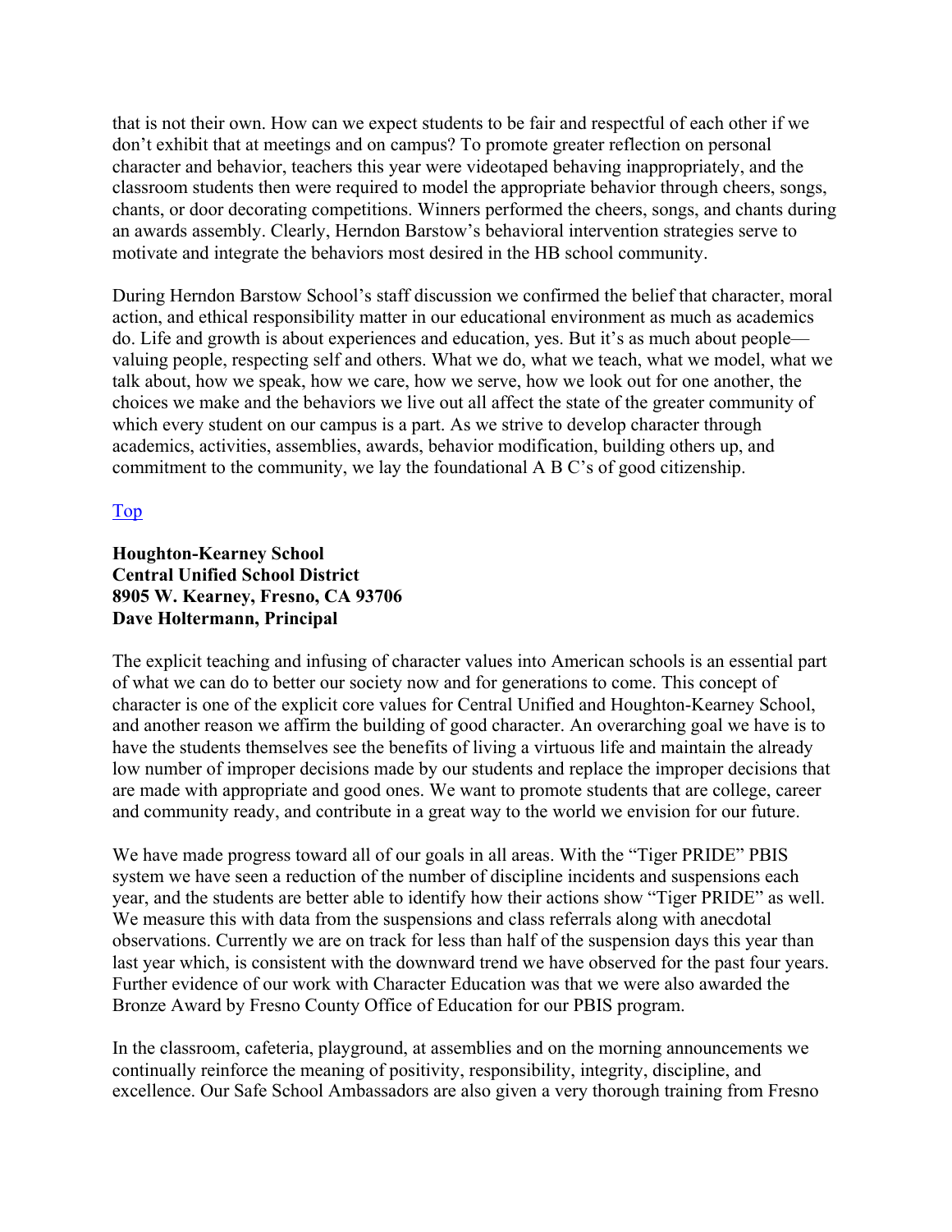that is not their own. How can we expect students to be fair and respectful of each other if we don't exhibit that at meetings and on campus? To promote greater reflection on personal character and behavior, teachers this year were videotaped behaving inappropriately, and the classroom students then were required to model the appropriate behavior through cheers, songs, chants, or door decorating competitions. Winners performed the cheers, songs, and chants during an awards assembly. Clearly, Herndon Barstow's behavioral intervention strategies serve to motivate and integrate the behaviors most desired in the HB school community.

During Herndon Barstow School's staff discussion we confirmed the belief that character, moral action, and ethical responsibility matter in our educational environment as much as academics do. Life and growth is about experiences and education, yes. But it's as much about people—valuing people, respecting self and others. What we do, what we teach, what we model, what we talk about, how we speak, how we care, how we serve, how we look out for one another, the choices we make and the behaviors we live out all affect the state of the greater community of which every student on our campus is a part. As we strive to develop character through academics, activities, assemblies, awards, behavior modification, building others up, and commitment to the community, we lay the foundational A B C's of good citizenship.

Top

**Houghton-Kearney School**
**Central Unified School District**
**8905 W. Kearney, Fresno, CA 93706**
**Dave Holtermann, Principal**

The explicit teaching and infusing of character values into American schools is an essential part of what we can do to better our society now and for generations to come. This concept of character is one of the explicit core values for Central Unified and Houghton-Kearney School, and another reason we affirm the building of good character. An overarching goal we have is to have the students themselves see the benefits of living a virtuous life and maintain the already low number of improper decisions made by our students and replace the improper decisions that are made with appropriate and good ones. We want to promote students that are college, career and community ready, and contribute in a great way to the world we envision for our future.

We have made progress toward all of our goals in all areas. With the "Tiger PRIDE" PBIS system we have seen a reduction of the number of discipline incidents and suspensions each year, and the students are better able to identify how their actions show "Tiger PRIDE" as well. We measure this with data from the suspensions and class referrals along with anecdotal observations. Currently we are on track for less than half of the suspension days this year than last year which, is consistent with the downward trend we have observed for the past four years. Further evidence of our work with Character Education was that we were also awarded the Bronze Award by Fresno County Office of Education for our PBIS program.

In the classroom, cafeteria, playground, at assemblies and on the morning announcements we continually reinforce the meaning of positivity, responsibility, integrity, discipline, and excellence. Our Safe School Ambassadors are also given a very thorough training from Fresno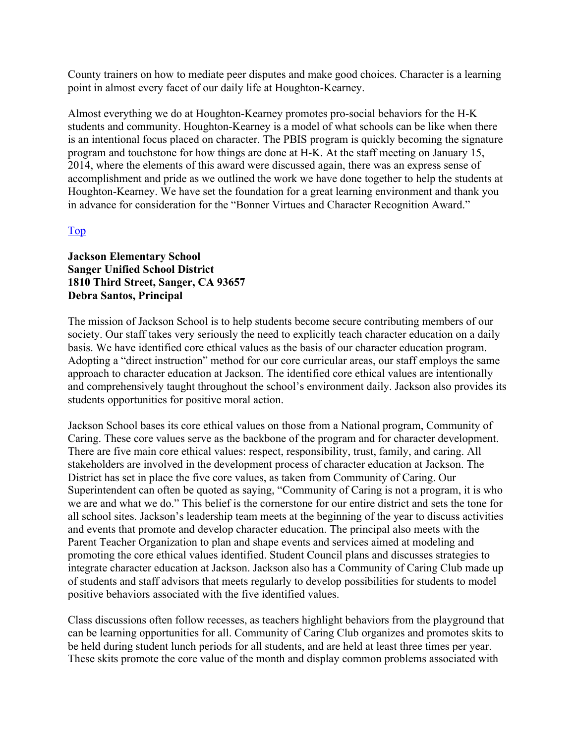County trainers on how to mediate peer disputes and make good choices. Character is a learning point in almost every facet of our daily life at Houghton-Kearney.

Almost everything we do at Houghton-Kearney promotes pro-social behaviors for the H-K students and community. Houghton-Kearney is a model of what schools can be like when there is an intentional focus placed on character. The PBIS program is quickly becoming the signature program and touchstone for how things are done at H-K. At the staff meeting on January 15, 2014, where the elements of this award were discussed again, there was an express sense of accomplishment and pride as we outlined the work we have done together to help the students at Houghton-Kearney. We have set the foundation for a great learning environment and thank you in advance for consideration for the "Bonner Virtues and Character Recognition Award."

Top

**Jackson Elementary School**
**Sanger Unified School District**
**1810 Third Street, Sanger, CA 93657**
**Debra Santos, Principal**

The mission of Jackson School is to help students become secure contributing members of our society. Our staff takes very seriously the need to explicitly teach character education on a daily basis. We have identified core ethical values as the basis of our character education program. Adopting a "direct instruction" method for our core curricular areas, our staff employs the same approach to character education at Jackson. The identified core ethical values are intentionally and comprehensively taught throughout the school's environment daily. Jackson also provides its students opportunities for positive moral action.

Jackson School bases its core ethical values on those from a National program, Community of Caring. These core values serve as the backbone of the program and for character development. There are five main core ethical values: respect, responsibility, trust, family, and caring. All stakeholders are involved in the development process of character education at Jackson. The District has set in place the five core values, as taken from Community of Caring. Our Superintendent can often be quoted as saying, "Community of Caring is not a program, it is who we are and what we do." This belief is the cornerstone for our entire district and sets the tone for all school sites. Jackson's leadership team meets at the beginning of the year to discuss activities and events that promote and develop character education. The principal also meets with the Parent Teacher Organization to plan and shape events and services aimed at modeling and promoting the core ethical values identified. Student Council plans and discusses strategies to integrate character education at Jackson. Jackson also has a Community of Caring Club made up of students and staff advisors that meets regularly to develop possibilities for students to model positive behaviors associated with the five identified values.

Class discussions often follow recesses, as teachers highlight behaviors from the playground that can be learning opportunities for all. Community of Caring Club organizes and promotes skits to be held during student lunch periods for all students, and are held at least three times per year. These skits promote the core value of the month and display common problems associated with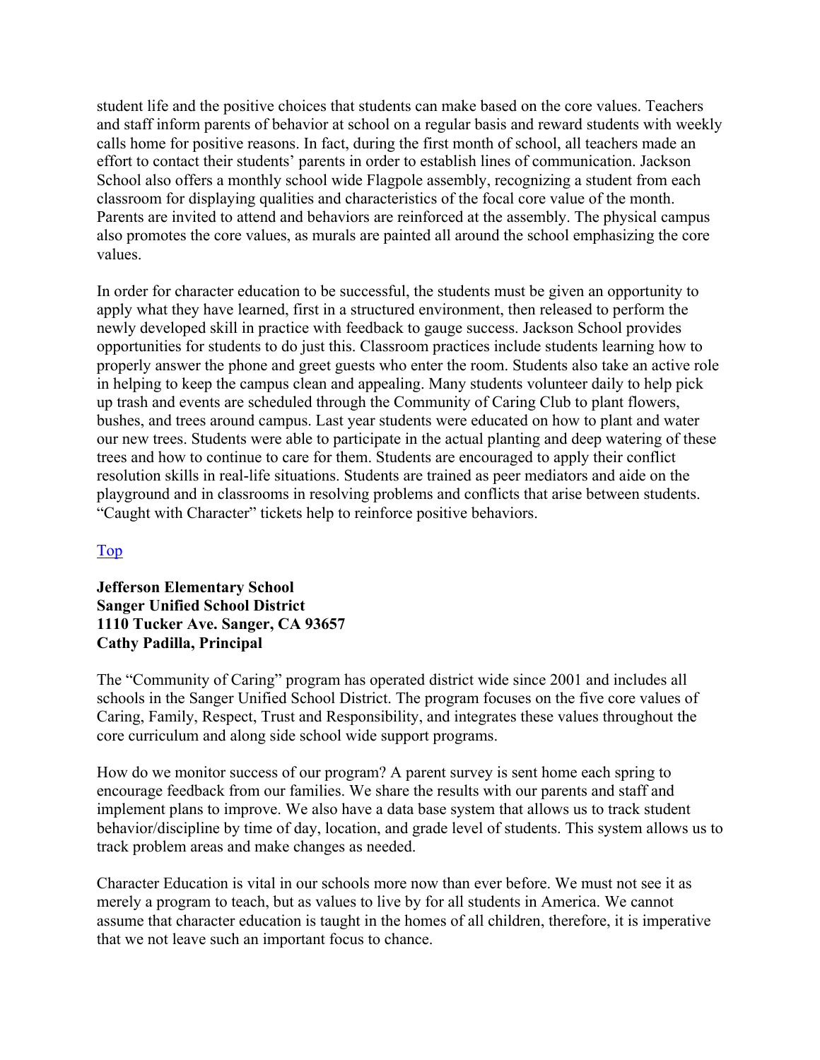student life and the positive choices that students can make based on the core values. Teachers and staff inform parents of behavior at school on a regular basis and reward students with weekly calls home for positive reasons. In fact, during the first month of school, all teachers made an effort to contact their students' parents in order to establish lines of communication. Jackson School also offers a monthly school wide Flagpole assembly, recognizing a student from each classroom for displaying qualities and characteristics of the focal core value of the month. Parents are invited to attend and behaviors are reinforced at the assembly. The physical campus also promotes the core values, as murals are painted all around the school emphasizing the core values.

In order for character education to be successful, the students must be given an opportunity to apply what they have learned, first in a structured environment, then released to perform the newly developed skill in practice with feedback to gauge success. Jackson School provides opportunities for students to do just this. Classroom practices include students learning how to properly answer the phone and greet guests who enter the room. Students also take an active role in helping to keep the campus clean and appealing. Many students volunteer daily to help pick up trash and events are scheduled through the Community of Caring Club to plant flowers, bushes, and trees around campus. Last year students were educated on how to plant and water our new trees. Students were able to participate in the actual planting and deep watering of these trees and how to continue to care for them. Students are encouraged to apply their conflict resolution skills in real-life situations. Students are trained as peer mediators and aide on the playground and in classrooms in resolving problems and conflicts that arise between students. "Caught with Character" tickets help to reinforce positive behaviors.

Top

**Jefferson Elementary School**
**Sanger Unified School District**
**1110 Tucker Ave. Sanger, CA 93657**
**Cathy Padilla, Principal**

The "Community of Caring" program has operated district wide since 2001 and includes all schools in the Sanger Unified School District. The program focuses on the five core values of Caring, Family, Respect, Trust and Responsibility, and integrates these values throughout the core curriculum and along side school wide support programs.

How do we monitor success of our program? A parent survey is sent home each spring to encourage feedback from our families. We share the results with our parents and staff and implement plans to improve. We also have a data base system that allows us to track student behavior/discipline by time of day, location, and grade level of students. This system allows us to track problem areas and make changes as needed.

Character Education is vital in our schools more now than ever before. We must not see it as merely a program to teach, but as values to live by for all students in America. We cannot assume that character education is taught in the homes of all children, therefore, it is imperative that we not leave such an important focus to chance.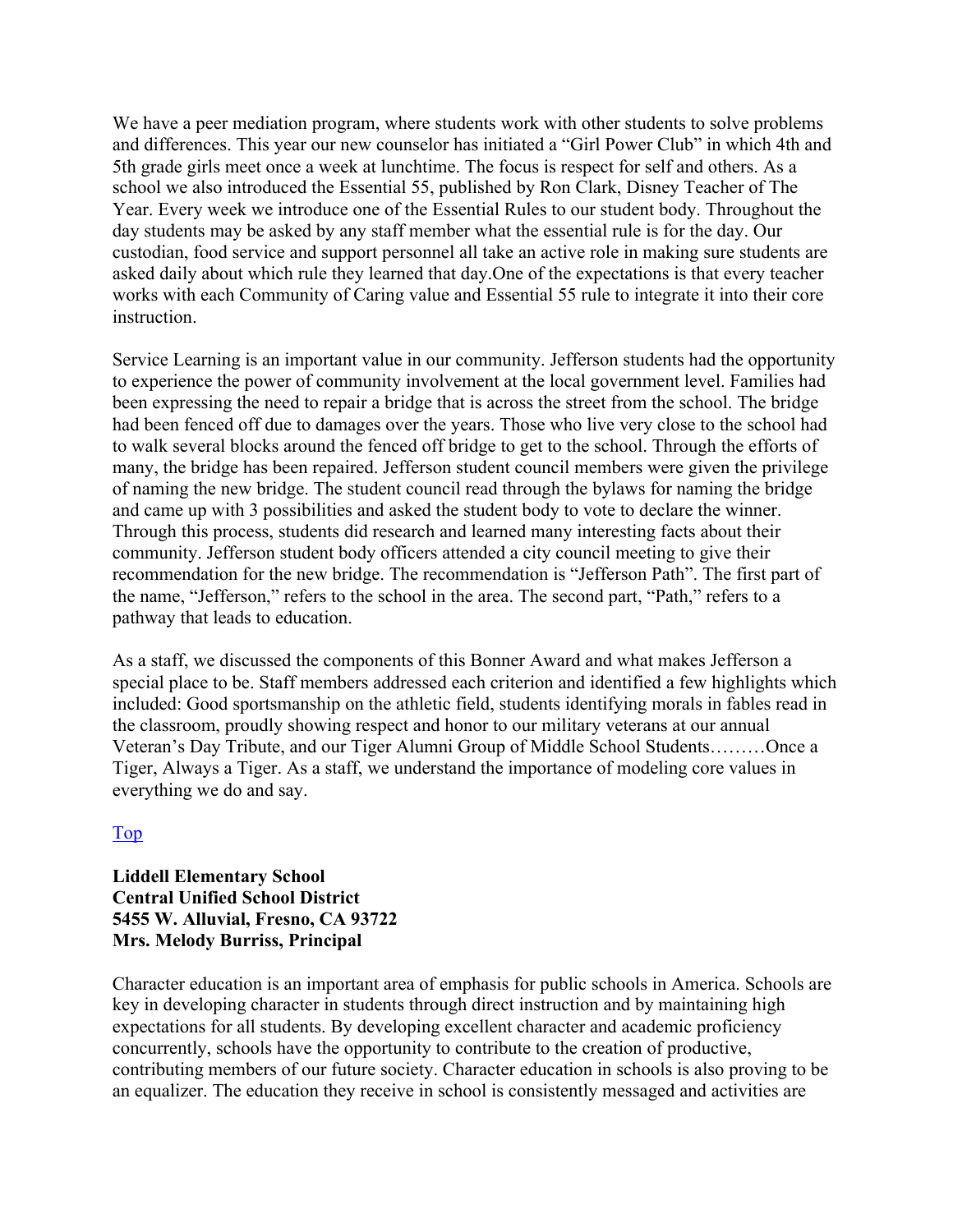We have a peer mediation program, where students work with other students to solve problems and differences. This year our new counselor has initiated a "Girl Power Club" in which 4th and 5th grade girls meet once a week at lunchtime. The focus is respect for self and others. As a school we also introduced the Essential 55, published by Ron Clark, Disney Teacher of The Year. Every week we introduce one of the Essential Rules to our student body. Throughout the day students may be asked by any staff member what the essential rule is for the day. Our custodian, food service and support personnel all take an active role in making sure students are asked daily about which rule they learned that day.One of the expectations is that every teacher works with each Community of Caring value and Essential 55 rule to integrate it into their core instruction.

Service Learning is an important value in our community. Jefferson students had the opportunity to experience the power of community involvement at the local government level. Families had been expressing the need to repair a bridge that is across the street from the school. The bridge had been fenced off due to damages over the years. Those who live very close to the school had to walk several blocks around the fenced off bridge to get to the school. Through the efforts of many, the bridge has been repaired. Jefferson student council members were given the privilege of naming the new bridge. The student council read through the bylaws for naming the bridge and came up with 3 possibilities and asked the student body to vote to declare the winner. Through this process, students did research and learned many interesting facts about their community. Jefferson student body officers attended a city council meeting to give their recommendation for the new bridge. The recommendation is "Jefferson Path". The first part of the name, "Jefferson," refers to the school in the area. The second part, "Path," refers to a pathway that leads to education.

As a staff, we discussed the components of this Bonner Award and what makes Jefferson a special place to be. Staff members addressed each criterion and identified a few highlights which included: Good sportsmanship on the athletic field, students identifying morals in fables read in the classroom, proudly showing respect and honor to our military veterans at our annual Veteran's Day Tribute, and our Tiger Alumni Group of Middle School Students………Once a Tiger, Always a Tiger. As a staff, we understand the importance of modeling core values in everything we do and say.

Top

**Liddell Elementary School**
**Central Unified School District**
**5455 W. Alluvial, Fresno, CA 93722**
**Mrs. Melody Burriss, Principal**

Character education is an important area of emphasis for public schools in America. Schools are key in developing character in students through direct instruction and by maintaining high expectations for all students. By developing excellent character and academic proficiency concurrently, schools have the opportunity to contribute to the creation of productive, contributing members of our future society. Character education in schools is also proving to be an equalizer. The education they receive in school is consistently messaged and activities are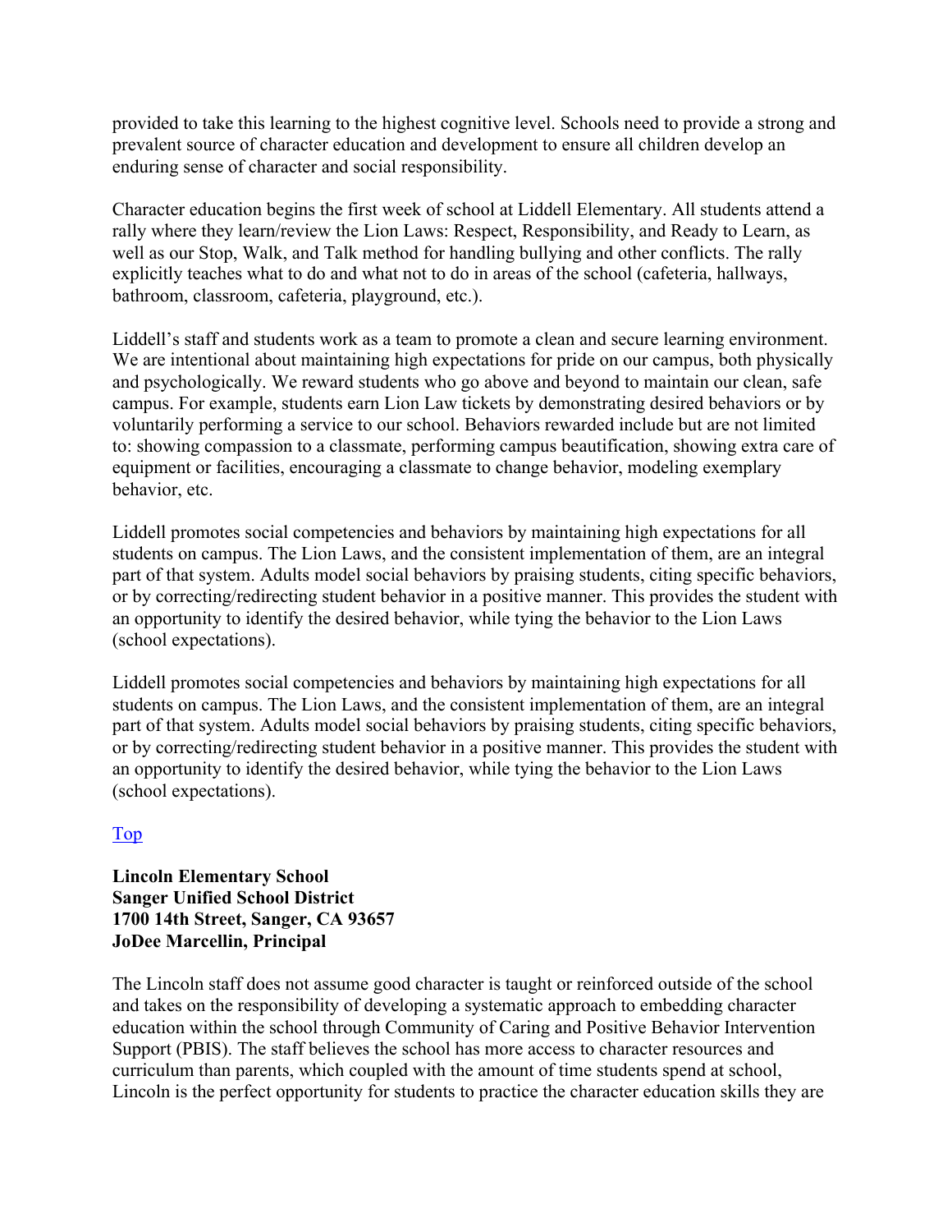provided to take this learning to the highest cognitive level. Schools need to provide a strong and prevalent source of character education and development to ensure all children develop an enduring sense of character and social responsibility.

Character education begins the first week of school at Liddell Elementary. All students attend a rally where they learn/review the Lion Laws: Respect, Responsibility, and Ready to Learn, as well as our Stop, Walk, and Talk method for handling bullying and other conflicts. The rally explicitly teaches what to do and what not to do in areas of the school (cafeteria, hallways, bathroom, classroom, cafeteria, playground, etc.).

Liddell's staff and students work as a team to promote a clean and secure learning environment. We are intentional about maintaining high expectations for pride on our campus, both physically and psychologically. We reward students who go above and beyond to maintain our clean, safe campus. For example, students earn Lion Law tickets by demonstrating desired behaviors or by voluntarily performing a service to our school. Behaviors rewarded include but are not limited to: showing compassion to a classmate, performing campus beautification, showing extra care of equipment or facilities, encouraging a classmate to change behavior, modeling exemplary behavior, etc.

Liddell promotes social competencies and behaviors by maintaining high expectations for all students on campus. The Lion Laws, and the consistent implementation of them, are an integral part of that system. Adults model social behaviors by praising students, citing specific behaviors, or by correcting/redirecting student behavior in a positive manner. This provides the student with an opportunity to identify the desired behavior, while tying the behavior to the Lion Laws (school expectations).

Liddell promotes social competencies and behaviors by maintaining high expectations for all students on campus. The Lion Laws, and the consistent implementation of them, are an integral part of that system. Adults model social behaviors by praising students, citing specific behaviors, or by correcting/redirecting student behavior in a positive manner. This provides the student with an opportunity to identify the desired behavior, while tying the behavior to the Lion Laws (school expectations).

[Top](#)

**Lincoln Elementary School**
**Sanger Unified School District**
**1700 14th Street, Sanger, CA 93657**
**JoDee Marcellin, Principal**

The Lincoln staff does not assume good character is taught or reinforced outside of the school and takes on the responsibility of developing a systematic approach to embedding character education within the school through Community of Caring and Positive Behavior Intervention Support (PBIS). The staff believes the school has more access to character resources and curriculum than parents, which coupled with the amount of time students spend at school, Lincoln is the perfect opportunity for students to practice the character education skills they are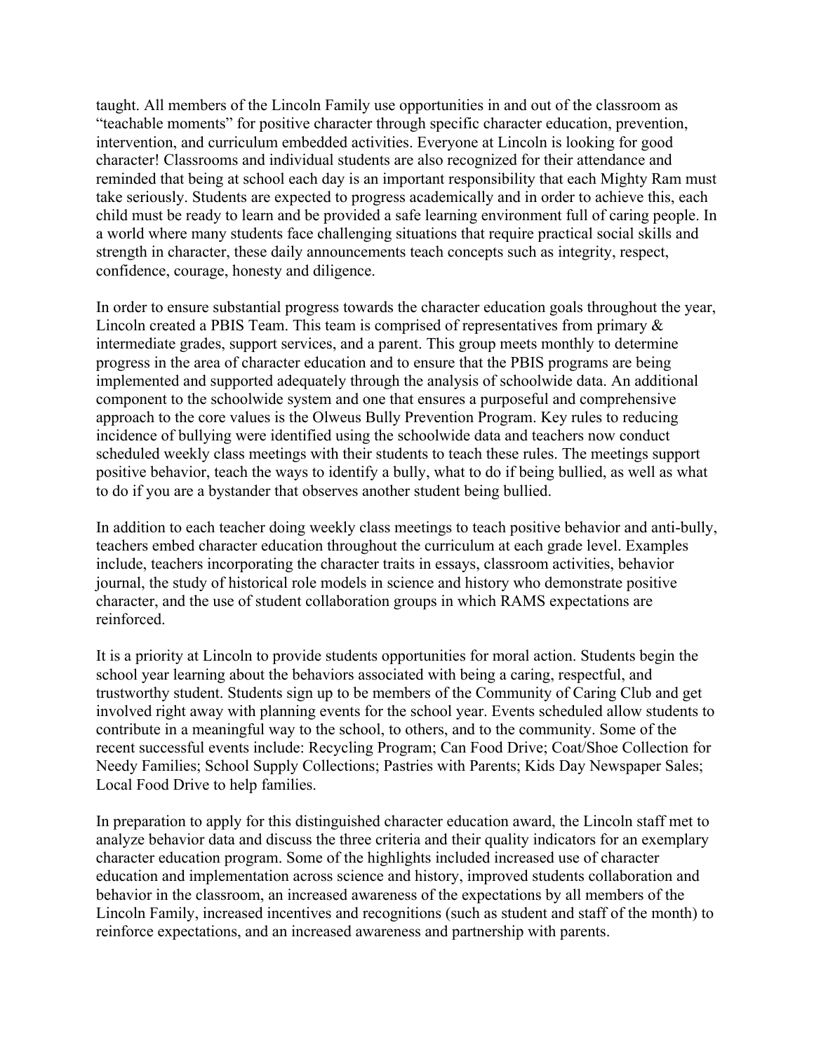taught. All members of the Lincoln Family use opportunities in and out of the classroom as "teachable moments" for positive character through specific character education, prevention, intervention, and curriculum embedded activities. Everyone at Lincoln is looking for good character! Classrooms and individual students are also recognized for their attendance and reminded that being at school each day is an important responsibility that each Mighty Ram must take seriously. Students are expected to progress academically and in order to achieve this, each child must be ready to learn and be provided a safe learning environment full of caring people. In a world where many students face challenging situations that require practical social skills and strength in character, these daily announcements teach concepts such as integrity, respect, confidence, courage, honesty and diligence.

In order to ensure substantial progress towards the character education goals throughout the year, Lincoln created a PBIS Team. This team is comprised of representatives from primary & intermediate grades, support services, and a parent. This group meets monthly to determine progress in the area of character education and to ensure that the PBIS programs are being implemented and supported adequately through the analysis of schoolwide data. An additional component to the schoolwide system and one that ensures a purposeful and comprehensive approach to the core values is the Olweus Bully Prevention Program. Key rules to reducing incidence of bullying were identified using the schoolwide data and teachers now conduct scheduled weekly class meetings with their students to teach these rules. The meetings support positive behavior, teach the ways to identify a bully, what to do if being bullied, as well as what to do if you are a bystander that observes another student being bullied.

In addition to each teacher doing weekly class meetings to teach positive behavior and anti-bully, teachers embed character education throughout the curriculum at each grade level. Examples include, teachers incorporating the character traits in essays, classroom activities, behavior journal, the study of historical role models in science and history who demonstrate positive character, and the use of student collaboration groups in which RAMS expectations are reinforced.

It is a priority at Lincoln to provide students opportunities for moral action. Students begin the school year learning about the behaviors associated with being a caring, respectful, and trustworthy student. Students sign up to be members of the Community of Caring Club and get involved right away with planning events for the school year. Events scheduled allow students to contribute in a meaningful way to the school, to others, and to the community. Some of the recent successful events include: Recycling Program; Can Food Drive; Coat/Shoe Collection for Needy Families; School Supply Collections; Pastries with Parents; Kids Day Newspaper Sales; Local Food Drive to help families.

In preparation to apply for this distinguished character education award, the Lincoln staff met to analyze behavior data and discuss the three criteria and their quality indicators for an exemplary character education program. Some of the highlights included increased use of character education and implementation across science and history, improved students collaboration and behavior in the classroom, an increased awareness of the expectations by all members of the Lincoln Family, increased incentives and recognitions (such as student and staff of the month) to reinforce expectations, and an increased awareness and partnership with parents.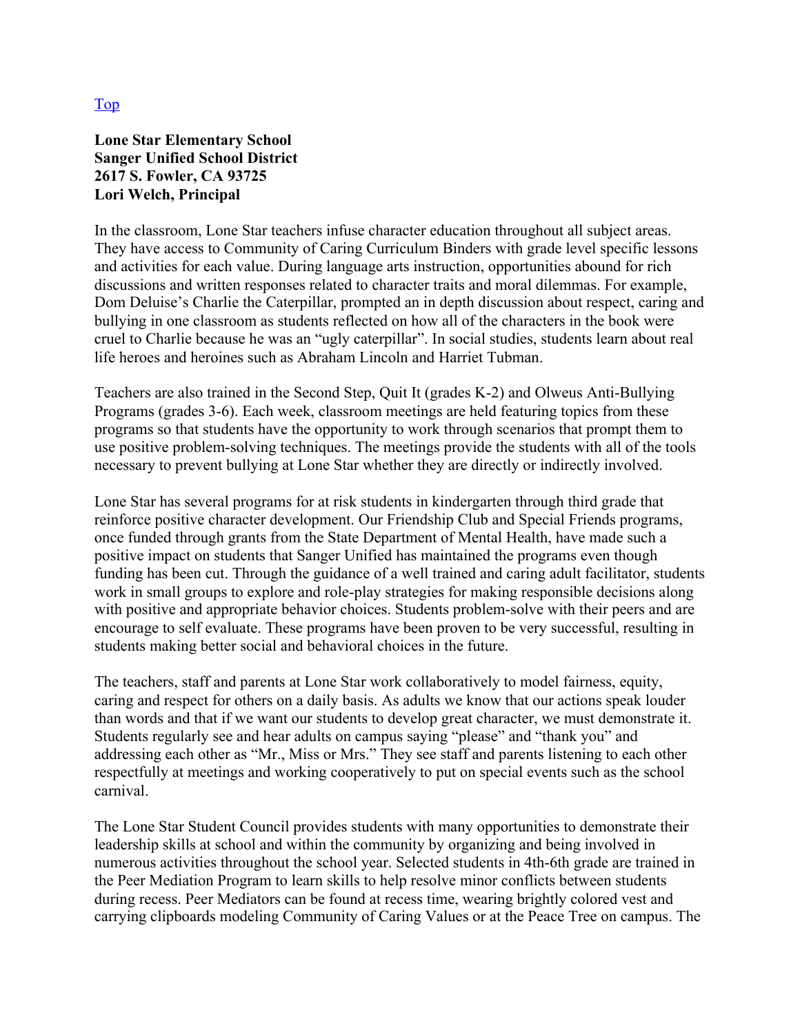Top

**Lone Star Elementary School**
**Sanger Unified School District**
**2617 S. Fowler, CA 93725**
**Lori Welch, Principal**

In the classroom, Lone Star teachers infuse character education throughout all subject areas. They have access to Community of Caring Curriculum Binders with grade level specific lessons and activities for each value. During language arts instruction, opportunities abound for rich discussions and written responses related to character traits and moral dilemmas. For example, Dom Deluise's Charlie the Caterpillar, prompted an in depth discussion about respect, caring and bullying in one classroom as students reflected on how all of the characters in the book were cruel to Charlie because he was an "ugly caterpillar". In social studies, students learn about real life heroes and heroines such as Abraham Lincoln and Harriet Tubman.

Teachers are also trained in the Second Step, Quit It (grades K-2) and Olweus Anti-Bullying Programs (grades 3-6). Each week, classroom meetings are held featuring topics from these programs so that students have the opportunity to work through scenarios that prompt them to use positive problem-solving techniques. The meetings provide the students with all of the tools necessary to prevent bullying at Lone Star whether they are directly or indirectly involved.

Lone Star has several programs for at risk students in kindergarten through third grade that reinforce positive character development. Our Friendship Club and Special Friends programs, once funded through grants from the State Department of Mental Health, have made such a positive impact on students that Sanger Unified has maintained the programs even though funding has been cut. Through the guidance of a well trained and caring adult facilitator, students work in small groups to explore and role-play strategies for making responsible decisions along with positive and appropriate behavior choices. Students problem-solve with their peers and are encourage to self evaluate. These programs have been proven to be very successful, resulting in students making better social and behavioral choices in the future.

The teachers, staff and parents at Lone Star work collaboratively to model fairness, equity, caring and respect for others on a daily basis. As adults we know that our actions speak louder than words and that if we want our students to develop great character, we must demonstrate it. Students regularly see and hear adults on campus saying "please" and "thank you" and addressing each other as "Mr., Miss or Mrs." They see staff and parents listening to each other respectfully at meetings and working cooperatively to put on special events such as the school carnival.

The Lone Star Student Council provides students with many opportunities to demonstrate their leadership skills at school and within the community by organizing and being involved in numerous activities throughout the school year. Selected students in 4th-6th grade are trained in the Peer Mediation Program to learn skills to help resolve minor conflicts between students during recess. Peer Mediators can be found at recess time, wearing brightly colored vest and carrying clipboards modeling Community of Caring Values or at the Peace Tree on campus. The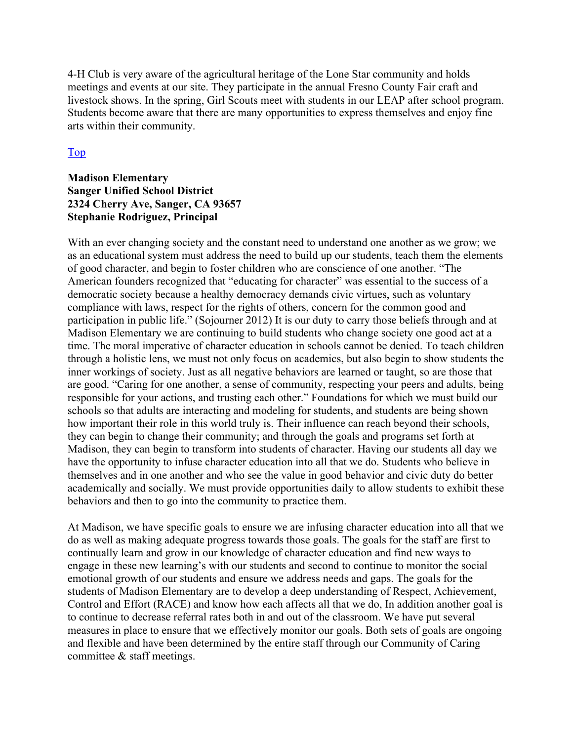4-H Club is very aware of the agricultural heritage of the Lone Star community and holds meetings and events at our site. They participate in the annual Fresno County Fair craft and livestock shows. In the spring, Girl Scouts meet with students in our LEAP after school program. Students become aware that there are many opportunities to express themselves and enjoy fine arts within their community.

[Top]

**Madison Elementary**
**Sanger Unified School District**
**2324 Cherry Ave, Sanger, CA 93657**
**Stephanie Rodriguez, Principal**

With an ever changing society and the constant need to understand one another as we grow; we as an educational system must address the need to build up our students, teach them the elements of good character, and begin to foster children who are conscience of one another. "The American founders recognized that "educating for character" was essential to the success of a democratic society because a healthy democracy demands civic virtues, such as voluntary compliance with laws, respect for the rights of others, concern for the common good and participation in public life." (Sojourner 2012) It is our duty to carry those beliefs through and at Madison Elementary we are continuing to build students who change society one good act at a time. The moral imperative of character education in schools cannot be denied. To teach children through a holistic lens, we must not only focus on academics, but also begin to show students the inner workings of society. Just as all negative behaviors are learned or taught, so are those that are good. "Caring for one another, a sense of community, respecting your peers and adults, being responsible for your actions, and trusting each other." Foundations for which we must build our schools so that adults are interacting and modeling for students, and students are being shown how important their role in this world truly is. Their influence can reach beyond their schools, they can begin to change their community; and through the goals and programs set forth at Madison, they can begin to transform into students of character. Having our students all day we have the opportunity to infuse character education into all that we do. Students who believe in themselves and in one another and who see the value in good behavior and civic duty do better academically and socially. We must provide opportunities daily to allow students to exhibit these behaviors and then to go into the community to practice them.

At Madison, we have specific goals to ensure we are infusing character education into all that we do as well as making adequate progress towards those goals. The goals for the staff are first to continually learn and grow in our knowledge of character education and find new ways to engage in these new learning's with our students and second to continue to monitor the social emotional growth of our students and ensure we address needs and gaps. The goals for the students of Madison Elementary are to develop a deep understanding of Respect, Achievement, Control and Effort (RACE) and know how each affects all that we do, In addition another goal is to continue to decrease referral rates both in and out of the classroom. We have put several measures in place to ensure that we effectively monitor our goals. Both sets of goals are ongoing and flexible and have been determined by the entire staff through our Community of Caring committee & staff meetings.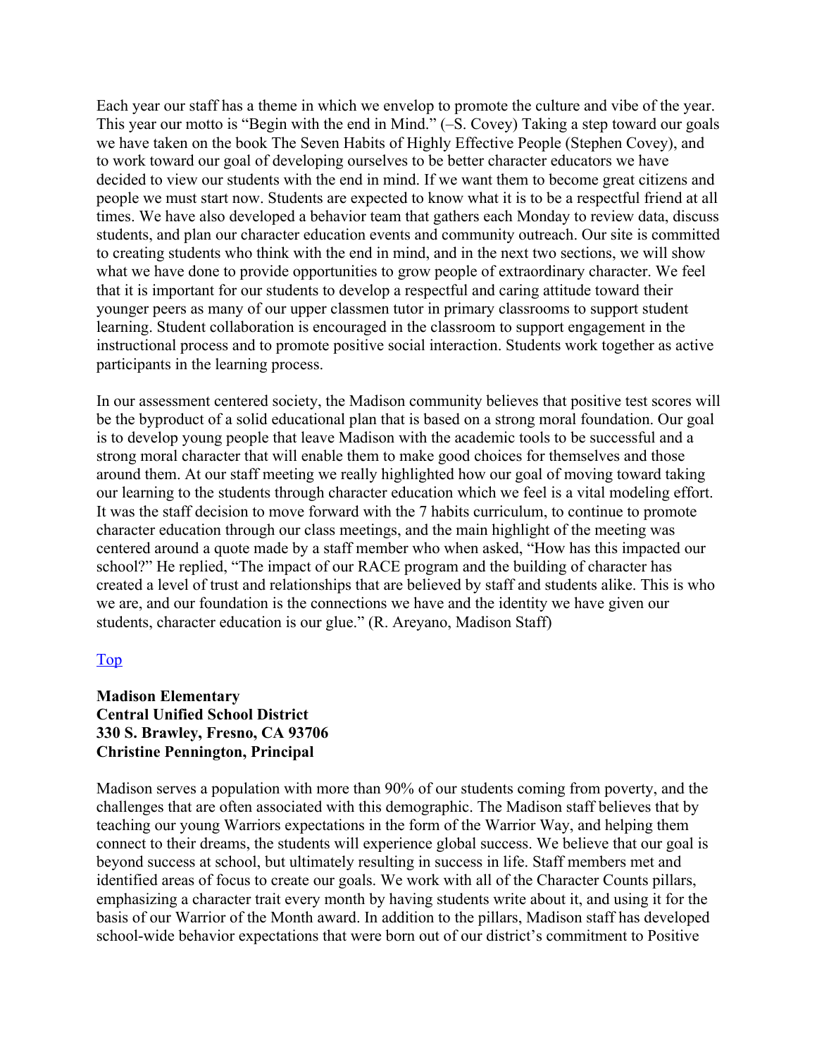Each year our staff has a theme in which we envelop to promote the culture and vibe of the year. This year our motto is "Begin with the end in Mind." (–S. Covey) Taking a step toward our goals we have taken on the book The Seven Habits of Highly Effective People (Stephen Covey), and to work toward our goal of developing ourselves to be better character educators we have decided to view our students with the end in mind. If we want them to become great citizens and people we must start now. Students are expected to know what it is to be a respectful friend at all times. We have also developed a behavior team that gathers each Monday to review data, discuss students, and plan our character education events and community outreach. Our site is committed to creating students who think with the end in mind, and in the next two sections, we will show what we have done to provide opportunities to grow people of extraordinary character. We feel that it is important for our students to develop a respectful and caring attitude toward their younger peers as many of our upper classmen tutor in primary classrooms to support student learning. Student collaboration is encouraged in the classroom to support engagement in the instructional process and to promote positive social interaction. Students work together as active participants in the learning process.

In our assessment centered society, the Madison community believes that positive test scores will be the byproduct of a solid educational plan that is based on a strong moral foundation. Our goal is to develop young people that leave Madison with the academic tools to be successful and a strong moral character that will enable them to make good choices for themselves and those around them. At our staff meeting we really highlighted how our goal of moving toward taking our learning to the students through character education which we feel is a vital modeling effort. It was the staff decision to move forward with the 7 habits curriculum, to continue to promote character education through our class meetings, and the main highlight of the meeting was centered around a quote made by a staff member who when asked, "How has this impacted our school?" He replied, "The impact of our RACE program and the building of character has created a level of trust and relationships that are believed by staff and students alike. This is who we are, and our foundation is the connections we have and the identity we have given our students, character education is our glue." (R. Areyano, Madison Staff)

Top

**Madison Elementary**
**Central Unified School District**
**330 S. Brawley, Fresno, CA 93706**
**Christine Pennington, Principal**

Madison serves a population with more than 90% of our students coming from poverty, and the challenges that are often associated with this demographic. The Madison staff believes that by teaching our young Warriors expectations in the form of the Warrior Way, and helping them connect to their dreams, the students will experience global success. We believe that our goal is beyond success at school, but ultimately resulting in success in life. Staff members met and identified areas of focus to create our goals. We work with all of the Character Counts pillars, emphasizing a character trait every month by having students write about it, and using it for the basis of our Warrior of the Month award. In addition to the pillars, Madison staff has developed school-wide behavior expectations that were born out of our district's commitment to Positive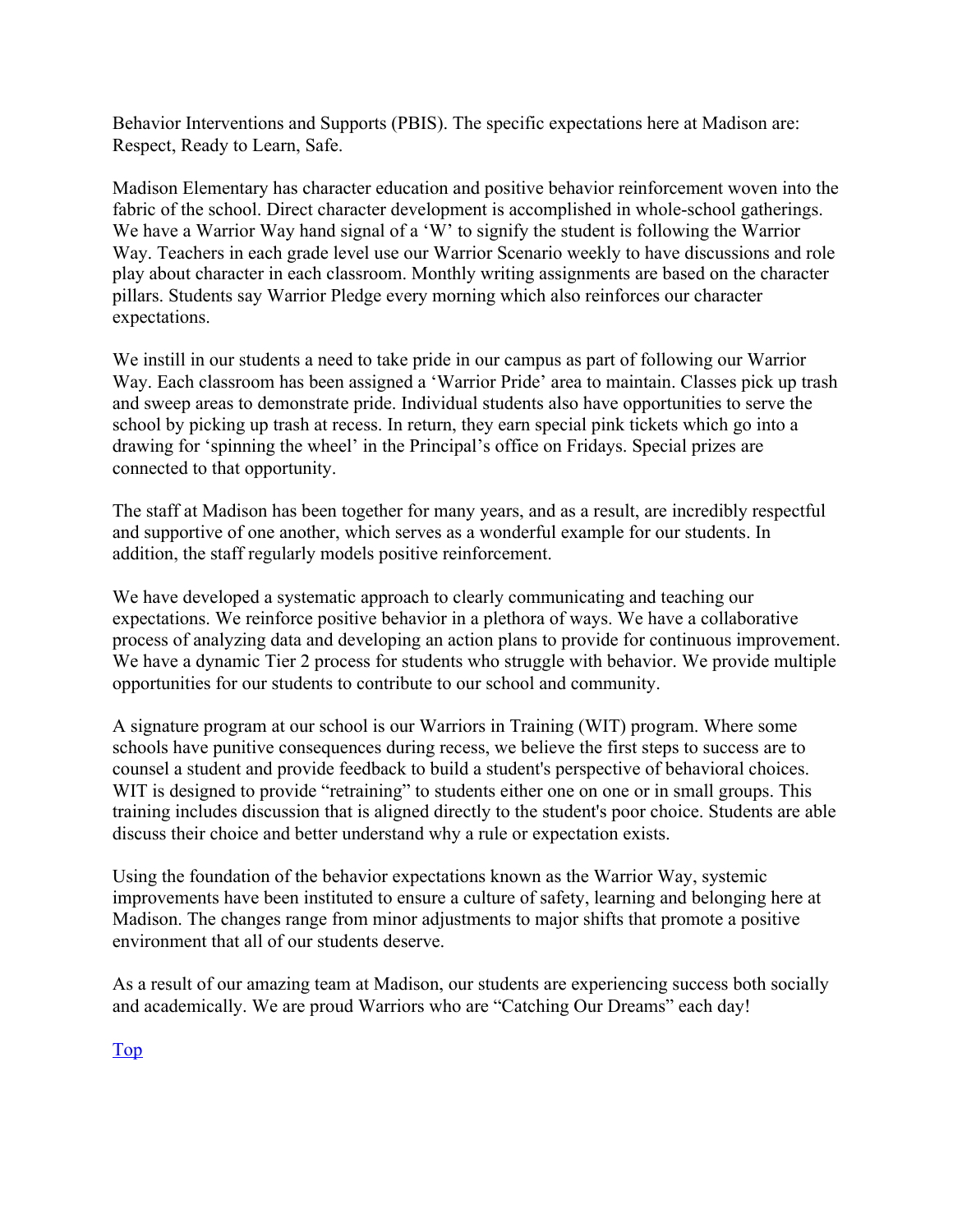Behavior Interventions and Supports (PBIS). The specific expectations here at Madison are: Respect, Ready to Learn, Safe.

Madison Elementary has character education and positive behavior reinforcement woven into the fabric of the school. Direct character development is accomplished in whole-school gatherings. We have a Warrior Way hand signal of a 'W' to signify the student is following the Warrior Way. Teachers in each grade level use our Warrior Scenario weekly to have discussions and role play about character in each classroom. Monthly writing assignments are based on the character pillars. Students say Warrior Pledge every morning which also reinforces our character expectations.

We instill in our students a need to take pride in our campus as part of following our Warrior Way. Each classroom has been assigned a 'Warrior Pride' area to maintain. Classes pick up trash and sweep areas to demonstrate pride. Individual students also have opportunities to serve the school by picking up trash at recess. In return, they earn special pink tickets which go into a drawing for 'spinning the wheel' in the Principal's office on Fridays. Special prizes are connected to that opportunity.

The staff at Madison has been together for many years, and as a result, are incredibly respectful and supportive of one another, which serves as a wonderful example for our students. In addition, the staff regularly models positive reinforcement.

We have developed a systematic approach to clearly communicating and teaching our expectations. We reinforce positive behavior in a plethora of ways. We have a collaborative process of analyzing data and developing an action plans to provide for continuous improvement. We have a dynamic Tier 2 process for students who struggle with behavior. We provide multiple opportunities for our students to contribute to our school and community.

A signature program at our school is our Warriors in Training (WIT) program. Where some schools have punitive consequences during recess, we believe the first steps to success are to counsel a student and provide feedback to build a student's perspective of behavioral choices. WIT is designed to provide "retraining" to students either one on one or in small groups. This training includes discussion that is aligned directly to the student's poor choice. Students are able discuss their choice and better understand why a rule or expectation exists.

Using the foundation of the behavior expectations known as the Warrior Way, systemic improvements have been instituted to ensure a culture of safety, learning and belonging here at Madison. The changes range from minor adjustments to major shifts that promote a positive environment that all of our students deserve.

As a result of our amazing team at Madison, our students are experiencing success both socially and academically. We are proud Warriors who are "Catching Our Dreams" each day!

Top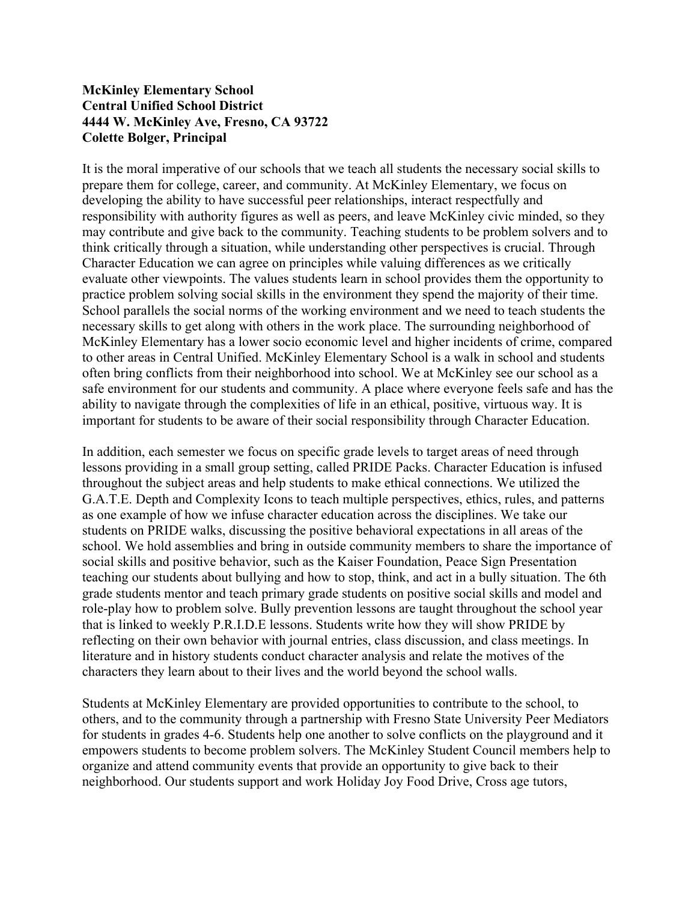**McKinley Elementary School**
**Central Unified School District**
**4444 W. McKinley Ave, Fresno, CA 93722**
**Colette Bolger, Principal**

It is the moral imperative of our schools that we teach all students the necessary social skills to prepare them for college, career, and community. At McKinley Elementary, we focus on developing the ability to have successful peer relationships, interact respectfully and responsibility with authority figures as well as peers, and leave McKinley civic minded, so they may contribute and give back to the community. Teaching students to be problem solvers and to think critically through a situation, while understanding other perspectives is crucial. Through Character Education we can agree on principles while valuing differences as we critically evaluate other viewpoints. The values students learn in school provides them the opportunity to practice problem solving social skills in the environment they spend the majority of their time. School parallels the social norms of the working environment and we need to teach students the necessary skills to get along with others in the work place. The surrounding neighborhood of McKinley Elementary has a lower socio economic level and higher incidents of crime, compared to other areas in Central Unified. McKinley Elementary School is a walk in school and students often bring conflicts from their neighborhood into school. We at McKinley see our school as a safe environment for our students and community. A place where everyone feels safe and has the ability to navigate through the complexities of life in an ethical, positive, virtuous way. It is important for students to be aware of their social responsibility through Character Education.

In addition, each semester we focus on specific grade levels to target areas of need through lessons providing in a small group setting, called PRIDE Packs. Character Education is infused throughout the subject areas and help students to make ethical connections. We utilized the G.A.T.E. Depth and Complexity Icons to teach multiple perspectives, ethics, rules, and patterns as one example of how we infuse character education across the disciplines. We take our students on PRIDE walks, discussing the positive behavioral expectations in all areas of the school. We hold assemblies and bring in outside community members to share the importance of social skills and positive behavior, such as the Kaiser Foundation, Peace Sign Presentation teaching our students about bullying and how to stop, think, and act in a bully situation. The 6th grade students mentor and teach primary grade students on positive social skills and model and role-play how to problem solve. Bully prevention lessons are taught throughout the school year that is linked to weekly P.R.I.D.E lessons. Students write how they will show PRIDE by reflecting on their own behavior with journal entries, class discussion, and class meetings. In literature and in history students conduct character analysis and relate the motives of the characters they learn about to their lives and the world beyond the school walls.

Students at McKinley Elementary are provided opportunities to contribute to the school, to others, and to the community through a partnership with Fresno State University Peer Mediators for students in grades 4-6. Students help one another to solve conflicts on the playground and it empowers students to become problem solvers. The McKinley Student Council members help to organize and attend community events that provide an opportunity to give back to their neighborhood. Our students support and work Holiday Joy Food Drive, Cross age tutors,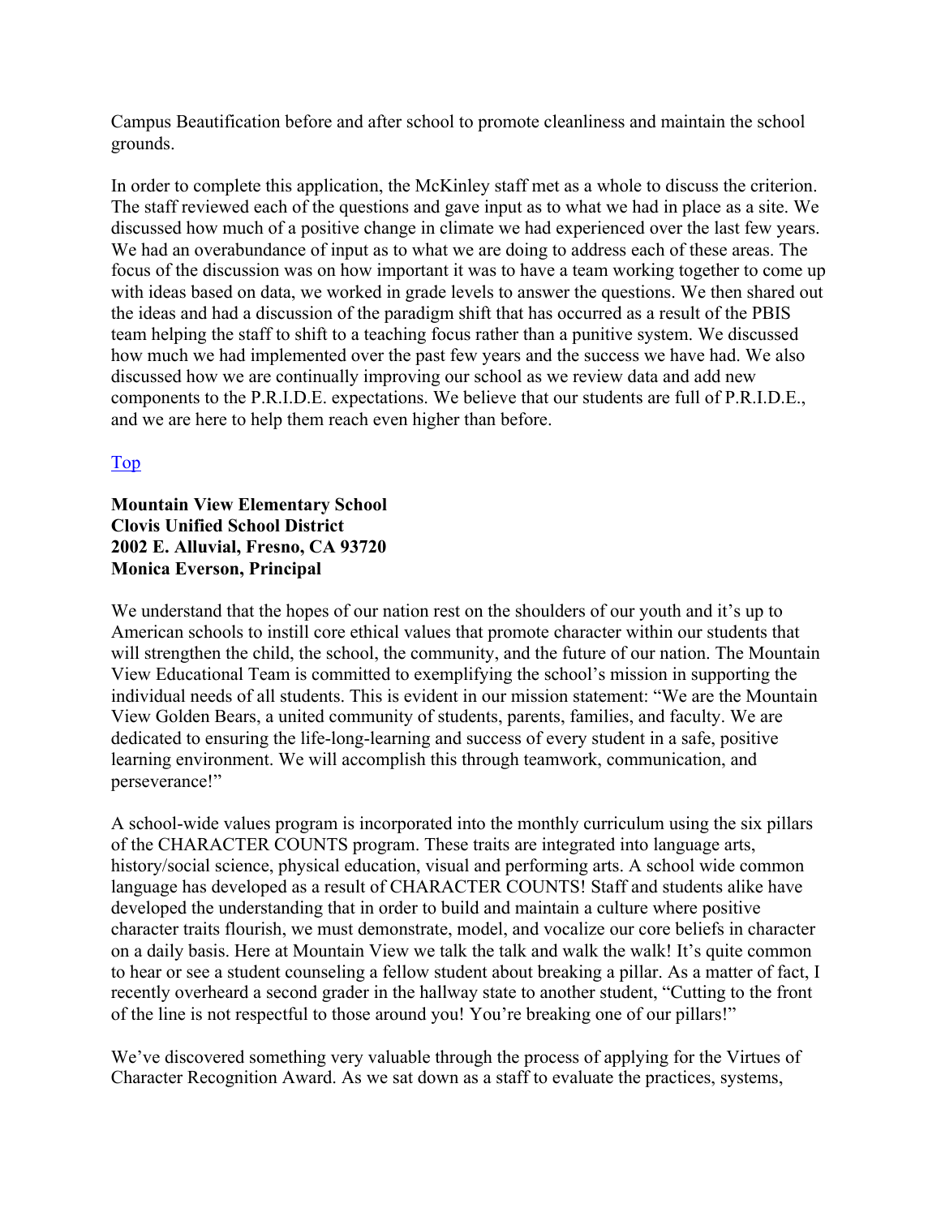Campus Beautification before and after school to promote cleanliness and maintain the school grounds.

In order to complete this application, the McKinley staff met as a whole to discuss the criterion. The staff reviewed each of the questions and gave input as to what we had in place as a site. We discussed how much of a positive change in climate we had experienced over the last few years. We had an overabundance of input as to what we are doing to address each of these areas. The focus of the discussion was on how important it was to have a team working together to come up with ideas based on data, we worked in grade levels to answer the questions. We then shared out the ideas and had a discussion of the paradigm shift that has occurred as a result of the PBIS team helping the staff to shift to a teaching focus rather than a punitive system. We discussed how much we had implemented over the past few years and the success we have had. We also discussed how we are continually improving our school as we review data and add new components to the P.R.I.D.E. expectations. We believe that our students are full of P.R.I.D.E., and we are here to help them reach even higher than before.

Top

**Mountain View Elementary School**
**Clovis Unified School District**
**2002 E. Alluvial, Fresno, CA 93720**
**Monica Everson, Principal**

We understand that the hopes of our nation rest on the shoulders of our youth and it's up to American schools to instill core ethical values that promote character within our students that will strengthen the child, the school, the community, and the future of our nation. The Mountain View Educational Team is committed to exemplifying the school's mission in supporting the individual needs of all students. This is evident in our mission statement: "We are the Mountain View Golden Bears, a united community of students, parents, families, and faculty. We are dedicated to ensuring the life-long-learning and success of every student in a safe, positive learning environment. We will accomplish this through teamwork, communication, and perseverance!"

A school-wide values program is incorporated into the monthly curriculum using the six pillars of the CHARACTER COUNTS program. These traits are integrated into language arts, history/social science, physical education, visual and performing arts. A school wide common language has developed as a result of CHARACTER COUNTS! Staff and students alike have developed the understanding that in order to build and maintain a culture where positive character traits flourish, we must demonstrate, model, and vocalize our core beliefs in character on a daily basis. Here at Mountain View we talk the talk and walk the walk! It's quite common to hear or see a student counseling a fellow student about breaking a pillar. As a matter of fact, I recently overheard a second grader in the hallway state to another student, "Cutting to the front of the line is not respectful to those around you! You're breaking one of our pillars!"

We've discovered something very valuable through the process of applying for the Virtues of Character Recognition Award. As we sat down as a staff to evaluate the practices, systems,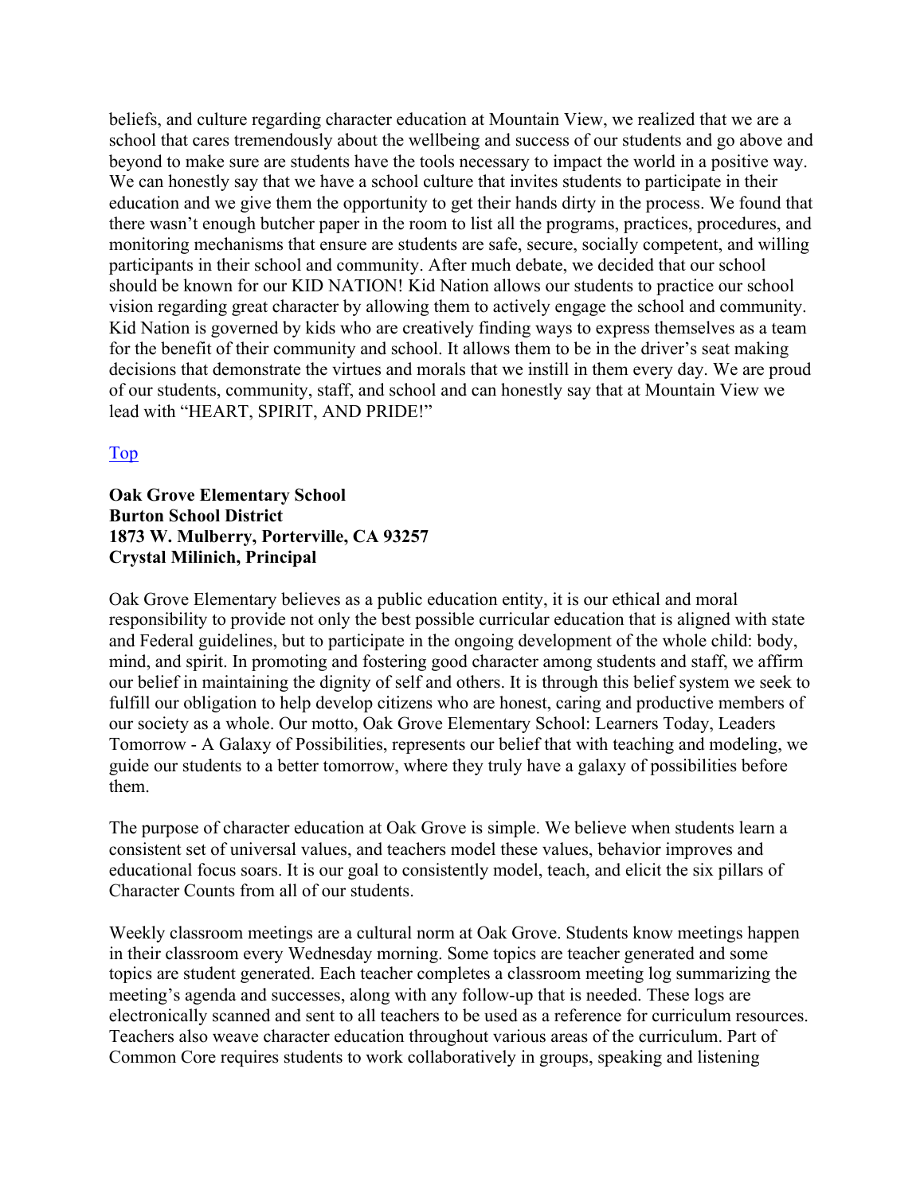beliefs, and culture regarding character education at Mountain View, we realized that we are a school that cares tremendously about the wellbeing and success of our students and go above and beyond to make sure are students have the tools necessary to impact the world in a positive way. We can honestly say that we have a school culture that invites students to participate in their education and we give them the opportunity to get their hands dirty in the process. We found that there wasn't enough butcher paper in the room to list all the programs, practices, procedures, and monitoring mechanisms that ensure are students are safe, secure, socially competent, and willing participants in their school and community. After much debate, we decided that our school should be known for our KID NATION! Kid Nation allows our students to practice our school vision regarding great character by allowing them to actively engage the school and community. Kid Nation is governed by kids who are creatively finding ways to express themselves as a team for the benefit of their community and school. It allows them to be in the driver's seat making decisions that demonstrate the virtues and morals that we instill in them every day. We are proud of our students, community, staff, and school and can honestly say that at Mountain View we lead with "HEART, SPIRIT, AND PRIDE!"

Top

**Oak Grove Elementary School**
**Burton School District**
**1873 W. Mulberry, Porterville, CA 93257**
**Crystal Milinich, Principal**

Oak Grove Elementary believes as a public education entity, it is our ethical and moral responsibility to provide not only the best possible curricular education that is aligned with state and Federal guidelines, but to participate in the ongoing development of the whole child: body, mind, and spirit. In promoting and fostering good character among students and staff, we affirm our belief in maintaining the dignity of self and others. It is through this belief system we seek to fulfill our obligation to help develop citizens who are honest, caring and productive members of our society as a whole. Our motto, Oak Grove Elementary School: Learners Today, Leaders Tomorrow - A Galaxy of Possibilities, represents our belief that with teaching and modeling, we guide our students to a better tomorrow, where they truly have a galaxy of possibilities before them.

The purpose of character education at Oak Grove is simple. We believe when students learn a consistent set of universal values, and teachers model these values, behavior improves and educational focus soars. It is our goal to consistently model, teach, and elicit the six pillars of Character Counts from all of our students.

Weekly classroom meetings are a cultural norm at Oak Grove. Students know meetings happen in their classroom every Wednesday morning. Some topics are teacher generated and some topics are student generated. Each teacher completes a classroom meeting log summarizing the meeting's agenda and successes, along with any follow-up that is needed. These logs are electronically scanned and sent to all teachers to be used as a reference for curriculum resources. Teachers also weave character education throughout various areas of the curriculum. Part of Common Core requires students to work collaboratively in groups, speaking and listening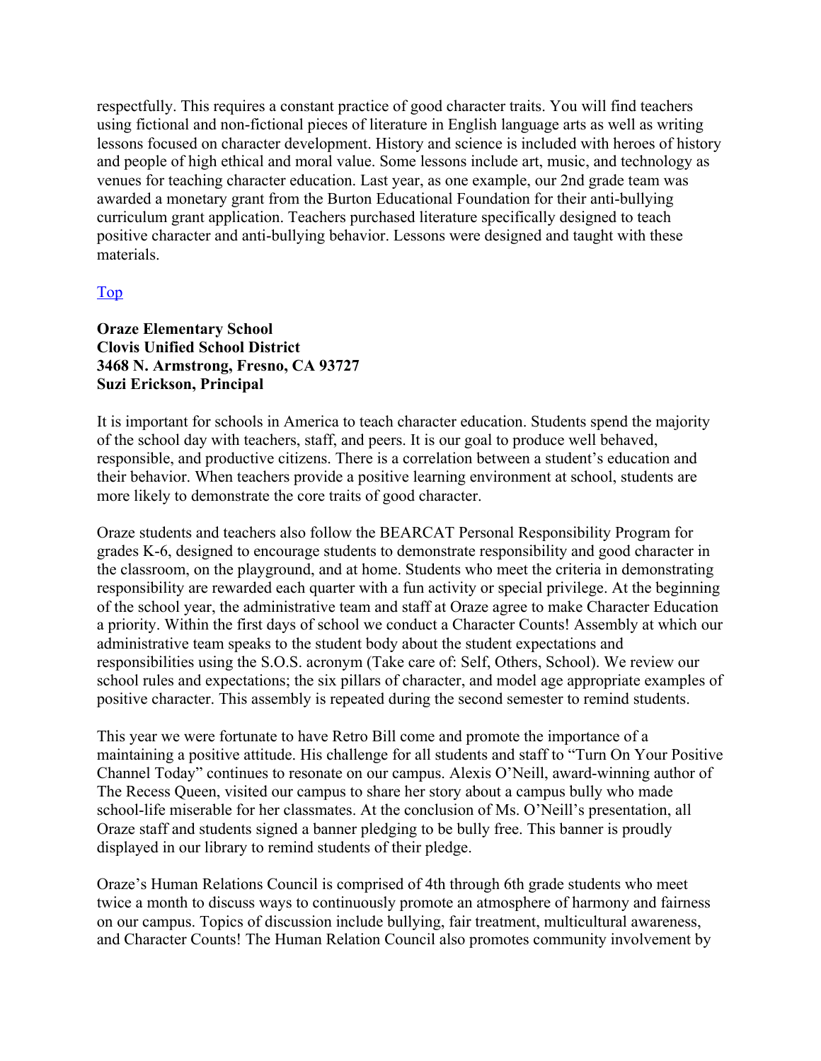respectfully. This requires a constant practice of good character traits. You will find teachers using fictional and non-fictional pieces of literature in English language arts as well as writing lessons focused on character development. History and science is included with heroes of history and people of high ethical and moral value. Some lessons include art, music, and technology as venues for teaching character education. Last year, as one example, our 2nd grade team was awarded a monetary grant from the Burton Educational Foundation for their anti-bullying curriculum grant application. Teachers purchased literature specifically designed to teach positive character and anti-bullying behavior. Lessons were designed and taught with these materials.

Top

**Oraze Elementary School**
**Clovis Unified School District**
**3468 N. Armstrong, Fresno, CA 93727**
**Suzi Erickson, Principal**

It is important for schools in America to teach character education. Students spend the majority of the school day with teachers, staff, and peers. It is our goal to produce well behaved, responsible, and productive citizens. There is a correlation between a student's education and their behavior. When teachers provide a positive learning environment at school, students are more likely to demonstrate the core traits of good character.

Oraze students and teachers also follow the BEARCAT Personal Responsibility Program for grades K-6, designed to encourage students to demonstrate responsibility and good character in the classroom, on the playground, and at home. Students who meet the criteria in demonstrating responsibility are rewarded each quarter with a fun activity or special privilege. At the beginning of the school year, the administrative team and staff at Oraze agree to make Character Education a priority. Within the first days of school we conduct a Character Counts! Assembly at which our administrative team speaks to the student body about the student expectations and responsibilities using the S.O.S. acronym (Take care of: Self, Others, School). We review our school rules and expectations; the six pillars of character, and model age appropriate examples of positive character. This assembly is repeated during the second semester to remind students.

This year we were fortunate to have Retro Bill come and promote the importance of a maintaining a positive attitude. His challenge for all students and staff to "Turn On Your Positive Channel Today" continues to resonate on our campus. Alexis O'Neill, award-winning author of The Recess Queen, visited our campus to share her story about a campus bully who made school-life miserable for her classmates. At the conclusion of Ms. O'Neill's presentation, all Oraze staff and students signed a banner pledging to be bully free. This banner is proudly displayed in our library to remind students of their pledge.

Oraze's Human Relations Council is comprised of 4th through 6th grade students who meet twice a month to discuss ways to continuously promote an atmosphere of harmony and fairness on our campus. Topics of discussion include bullying, fair treatment, multicultural awareness, and Character Counts! The Human Relation Council also promotes community involvement by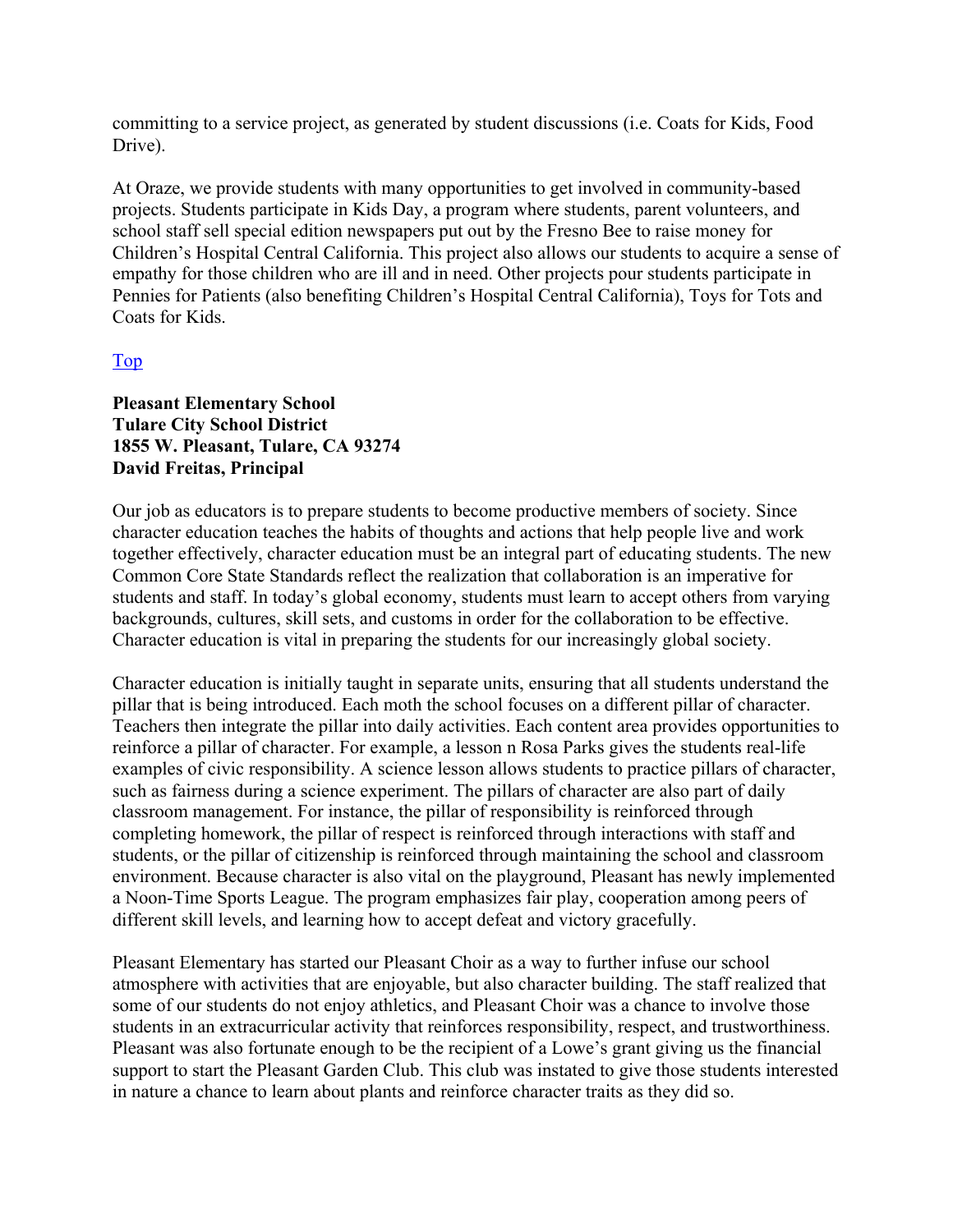committing to a service project, as generated by student discussions (i.e. Coats for Kids, Food Drive).

At Oraze, we provide students with many opportunities to get involved in community-based projects. Students participate in Kids Day, a program where students, parent volunteers, and school staff sell special edition newspapers put out by the Fresno Bee to raise money for Children's Hospital Central California. This project also allows our students to acquire a sense of empathy for those children who are ill and in need. Other projects pour students participate in Pennies for Patients (also benefiting Children's Hospital Central California), Toys for Tots and Coats for Kids.

Top

**Pleasant Elementary School**
**Tulare City School District**
**1855 W. Pleasant, Tulare, CA 93274**
**David Freitas, Principal**

Our job as educators is to prepare students to become productive members of society. Since character education teaches the habits of thoughts and actions that help people live and work together effectively, character education must be an integral part of educating students. The new Common Core State Standards reflect the realization that collaboration is an imperative for students and staff. In today's global economy, students must learn to accept others from varying backgrounds, cultures, skill sets, and customs in order for the collaboration to be effective. Character education is vital in preparing the students for our increasingly global society.

Character education is initially taught in separate units, ensuring that all students understand the pillar that is being introduced. Each moth the school focuses on a different pillar of character. Teachers then integrate the pillar into daily activities. Each content area provides opportunities to reinforce a pillar of character. For example, a lesson n Rosa Parks gives the students real-life examples of civic responsibility. A science lesson allows students to practice pillars of character, such as fairness during a science experiment. The pillars of character are also part of daily classroom management. For instance, the pillar of responsibility is reinforced through completing homework, the pillar of respect is reinforced through interactions with staff and students, or the pillar of citizenship is reinforced through maintaining the school and classroom environment. Because character is also vital on the playground, Pleasant has newly implemented a Noon-Time Sports League. The program emphasizes fair play, cooperation among peers of different skill levels, and learning how to accept defeat and victory gracefully.

Pleasant Elementary has started our Pleasant Choir as a way to further infuse our school atmosphere with activities that are enjoyable, but also character building. The staff realized that some of our students do not enjoy athletics, and Pleasant Choir was a chance to involve those students in an extracurricular activity that reinforces responsibility, respect, and trustworthiness. Pleasant was also fortunate enough to be the recipient of a Lowe's grant giving us the financial support to start the Pleasant Garden Club. This club was instated to give those students interested in nature a chance to learn about plants and reinforce character traits as they did so.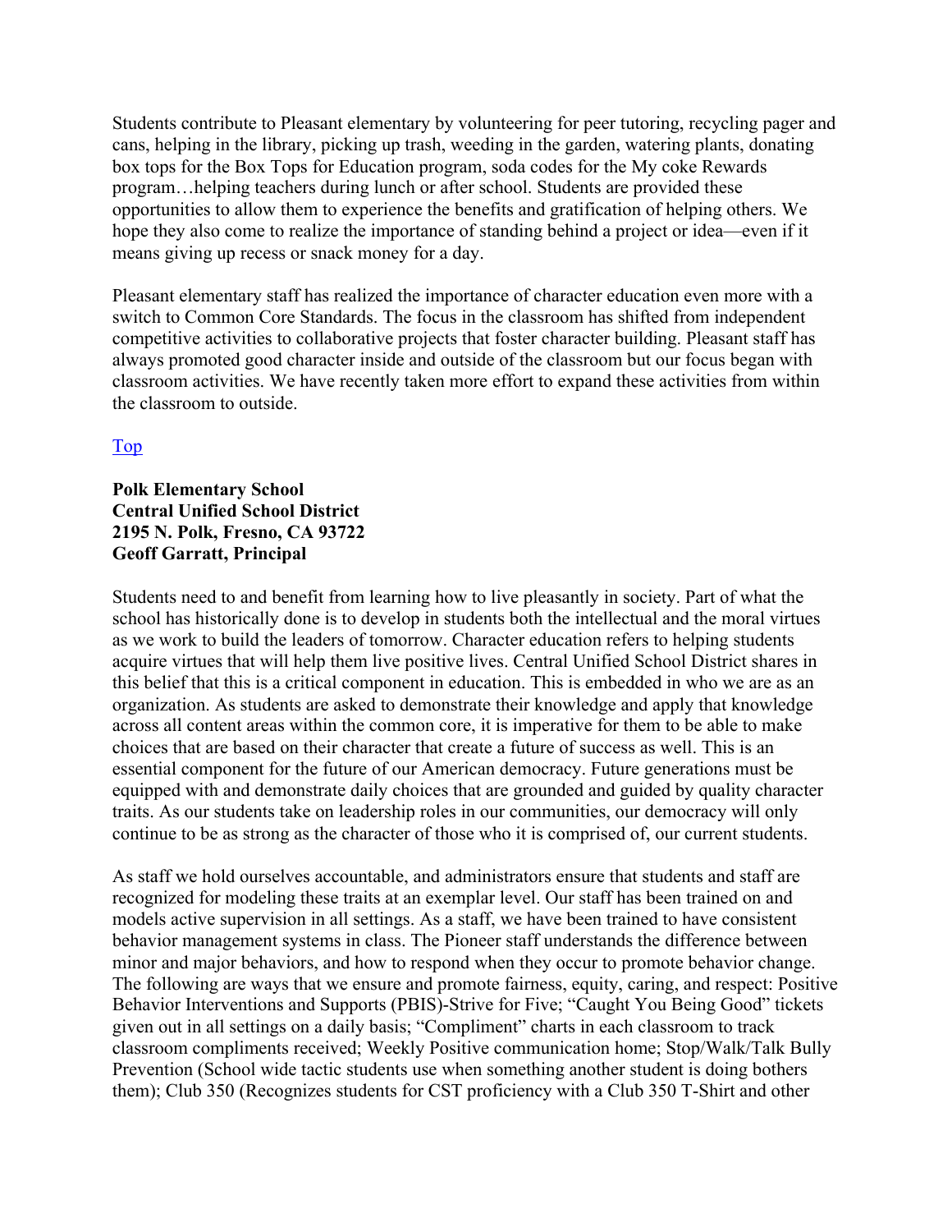Students contribute to Pleasant elementary by volunteering for peer tutoring, recycling pager and cans, helping in the library, picking up trash, weeding in the garden, watering plants, donating box tops for the Box Tops for Education program, soda codes for the My coke Rewards program…helping teachers during lunch or after school. Students are provided these opportunities to allow them to experience the benefits and gratification of helping others. We hope they also come to realize the importance of standing behind a project or idea—even if it means giving up recess or snack money for a day.

Pleasant elementary staff has realized the importance of character education even more with a switch to Common Core Standards. The focus in the classroom has shifted from independent competitive activities to collaborative projects that foster character building. Pleasant staff has always promoted good character inside and outside of the classroom but our focus began with classroom activities. We have recently taken more effort to expand these activities from within the classroom to outside.

Top

**Polk Elementary School**
**Central Unified School District**
**2195 N. Polk, Fresno, CA 93722**
**Geoff Garratt, Principal**

Students need to and benefit from learning how to live pleasantly in society. Part of what the school has historically done is to develop in students both the intellectual and the moral virtues as we work to build the leaders of tomorrow. Character education refers to helping students acquire virtues that will help them live positive lives. Central Unified School District shares in this belief that this is a critical component in education. This is embedded in who we are as an organization. As students are asked to demonstrate their knowledge and apply that knowledge across all content areas within the common core, it is imperative for them to be able to make choices that are based on their character that create a future of success as well. This is an essential component for the future of our American democracy. Future generations must be equipped with and demonstrate daily choices that are grounded and guided by quality character traits. As our students take on leadership roles in our communities, our democracy will only continue to be as strong as the character of those who it is comprised of, our current students.

As staff we hold ourselves accountable, and administrators ensure that students and staff are recognized for modeling these traits at an exemplar level. Our staff has been trained on and models active supervision in all settings. As a staff, we have been trained to have consistent behavior management systems in class. The Pioneer staff understands the difference between minor and major behaviors, and how to respond when they occur to promote behavior change. The following are ways that we ensure and promote fairness, equity, caring, and respect: Positive Behavior Interventions and Supports (PBIS)-Strive for Five; "Caught You Being Good" tickets given out in all settings on a daily basis; "Compliment" charts in each classroom to track classroom compliments received; Weekly Positive communication home; Stop/Walk/Talk Bully Prevention (School wide tactic students use when something another student is doing bothers them); Club 350 (Recognizes students for CST proficiency with a Club 350 T-Shirt and other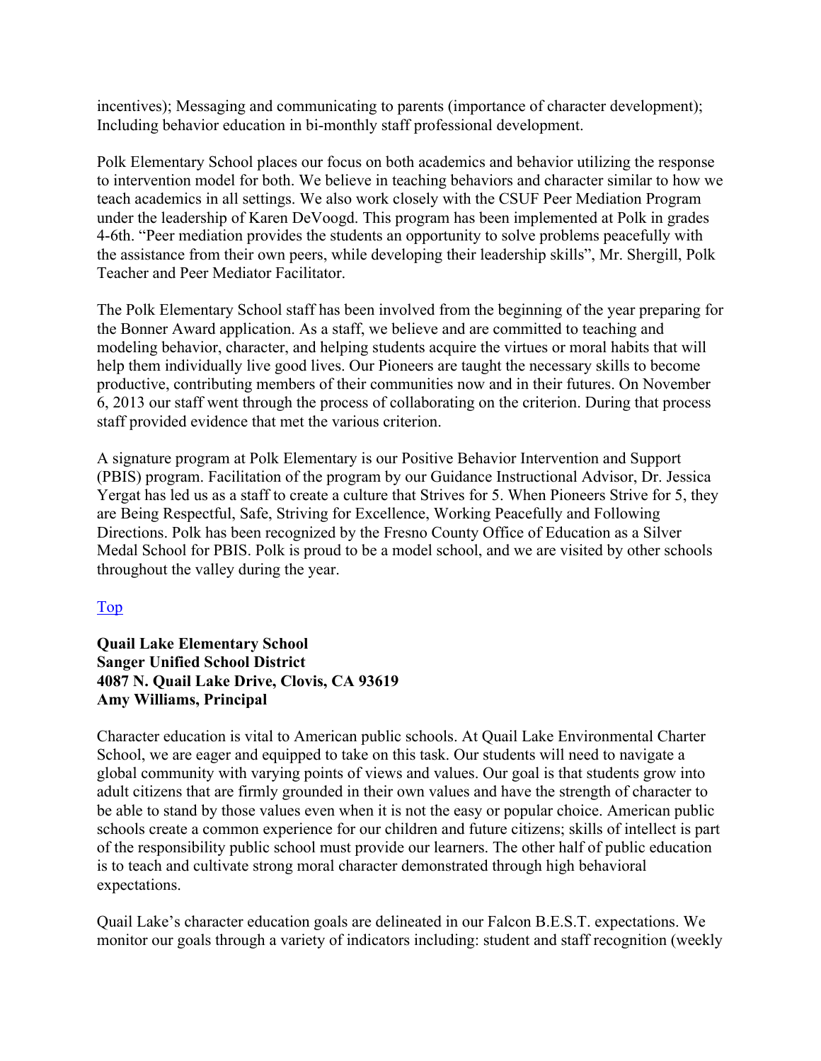incentives); Messaging and communicating to parents (importance of character development); Including behavior education in bi-monthly staff professional development.

Polk Elementary School places our focus on both academics and behavior utilizing the response to intervention model for both. We believe in teaching behaviors and character similar to how we teach academics in all settings. We also work closely with the CSUF Peer Mediation Program under the leadership of Karen DeVoogd. This program has been implemented at Polk in grades 4-6th. "Peer mediation provides the students an opportunity to solve problems peacefully with the assistance from their own peers, while developing their leadership skills", Mr. Shergill, Polk Teacher and Peer Mediator Facilitator.

The Polk Elementary School staff has been involved from the beginning of the year preparing for the Bonner Award application. As a staff, we believe and are committed to teaching and modeling behavior, character, and helping students acquire the virtues or moral habits that will help them individually live good lives. Our Pioneers are taught the necessary skills to become productive, contributing members of their communities now and in their futures. On November 6, 2013 our staff went through the process of collaborating on the criterion. During that process staff provided evidence that met the various criterion.

A signature program at Polk Elementary is our Positive Behavior Intervention and Support (PBIS) program. Facilitation of the program by our Guidance Instructional Advisor, Dr. Jessica Yergat has led us as a staff to create a culture that Strives for 5. When Pioneers Strive for 5, they are Being Respectful, Safe, Striving for Excellence, Working Peacefully and Following Directions. Polk has been recognized by the Fresno County Office of Education as a Silver Medal School for PBIS. Polk is proud to be a model school, and we are visited by other schools throughout the valley during the year.

Top

**Quail Lake Elementary School**
**Sanger Unified School District**
**4087 N. Quail Lake Drive, Clovis, CA 93619**
**Amy Williams, Principal**

Character education is vital to American public schools. At Quail Lake Environmental Charter School, we are eager and equipped to take on this task. Our students will need to navigate a global community with varying points of views and values. Our goal is that students grow into adult citizens that are firmly grounded in their own values and have the strength of character to be able to stand by those values even when it is not the easy or popular choice. American public schools create a common experience for our children and future citizens; skills of intellect is part of the responsibility public school must provide our learners. The other half of public education is to teach and cultivate strong moral character demonstrated through high behavioral expectations.

Quail Lake's character education goals are delineated in our Falcon B.E.S.T. expectations. We monitor our goals through a variety of indicators including: student and staff recognition (weekly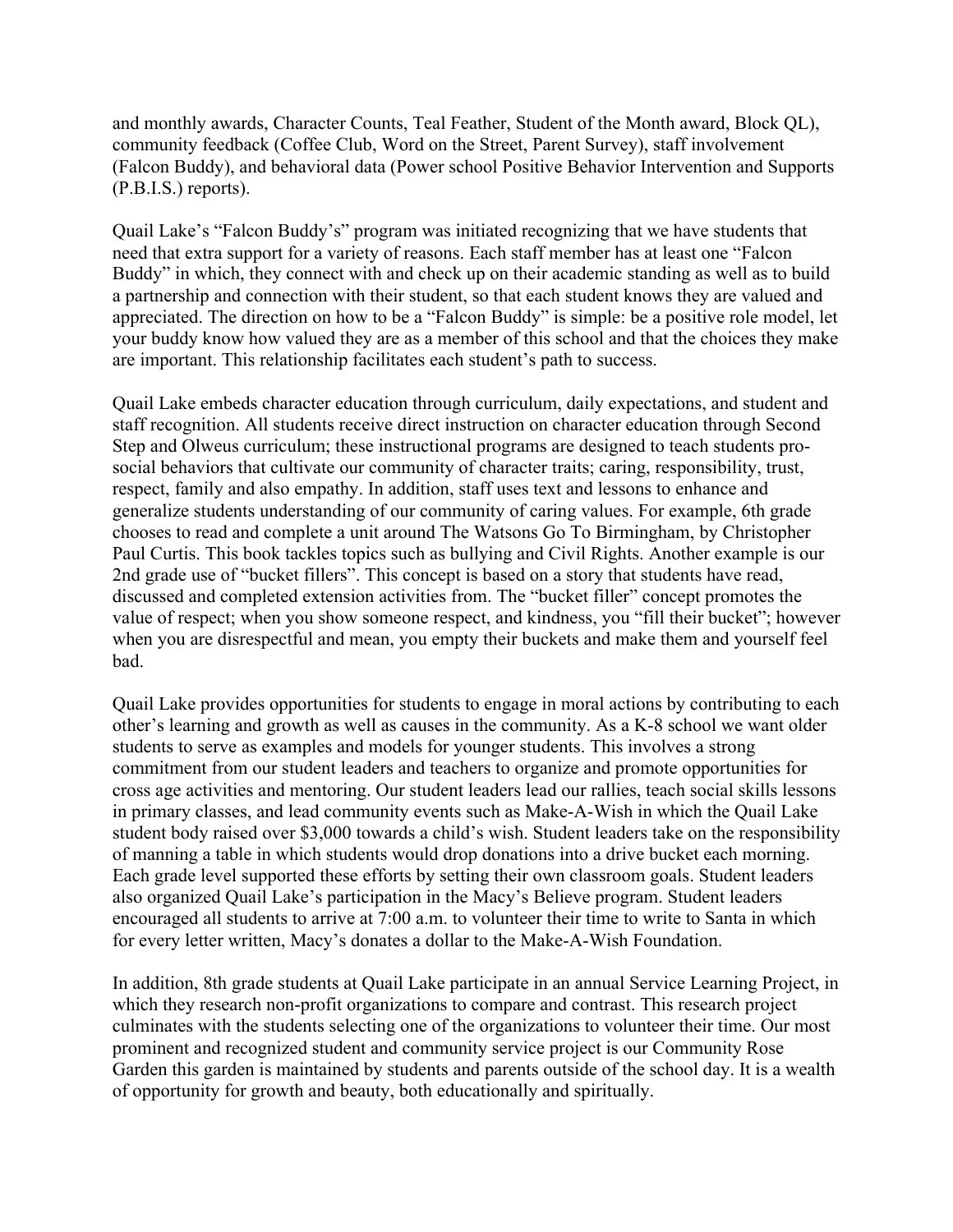and monthly awards, Character Counts, Teal Feather, Student of the Month award, Block QL), community feedback (Coffee Club, Word on the Street, Parent Survey), staff involvement (Falcon Buddy), and behavioral data (Power school Positive Behavior Intervention and Supports (P.B.I.S.) reports).

Quail Lake's "Falcon Buddy's" program was initiated recognizing that we have students that need that extra support for a variety of reasons. Each staff member has at least one "Falcon Buddy" in which, they connect with and check up on their academic standing as well as to build a partnership and connection with their student, so that each student knows they are valued and appreciated. The direction on how to be a "Falcon Buddy" is simple: be a positive role model, let your buddy know how valued they are as a member of this school and that the choices they make are important. This relationship facilitates each student's path to success.

Quail Lake embeds character education through curriculum, daily expectations, and student and staff recognition. All students receive direct instruction on character education through Second Step and Olweus curriculum; these instructional programs are designed to teach students pro-social behaviors that cultivate our community of character traits; caring, responsibility, trust, respect, family and also empathy. In addition, staff uses text and lessons to enhance and generalize students understanding of our community of caring values. For example, 6th grade chooses to read and complete a unit around The Watsons Go To Birmingham, by Christopher Paul Curtis. This book tackles topics such as bullying and Civil Rights. Another example is our 2nd grade use of "bucket fillers". This concept is based on a story that students have read, discussed and completed extension activities from. The "bucket filler" concept promotes the value of respect; when you show someone respect, and kindness, you "fill their bucket"; however when you are disrespectful and mean, you empty their buckets and make them and yourself feel bad.

Quail Lake provides opportunities for students to engage in moral actions by contributing to each other's learning and growth as well as causes in the community. As a K-8 school we want older students to serve as examples and models for younger students. This involves a strong commitment from our student leaders and teachers to organize and promote opportunities for cross age activities and mentoring. Our student leaders lead our rallies, teach social skills lessons in primary classes, and lead community events such as Make-A-Wish in which the Quail Lake student body raised over $3,000 towards a child's wish. Student leaders take on the responsibility of manning a table in which students would drop donations into a drive bucket each morning. Each grade level supported these efforts by setting their own classroom goals. Student leaders also organized Quail Lake's participation in the Macy's Believe program. Student leaders encouraged all students to arrive at 7:00 a.m. to volunteer their time to write to Santa in which for every letter written, Macy's donates a dollar to the Make-A-Wish Foundation.

In addition, 8th grade students at Quail Lake participate in an annual Service Learning Project, in which they research non-profit organizations to compare and contrast. This research project culminates with the students selecting one of the organizations to volunteer their time. Our most prominent and recognized student and community service project is our Community Rose Garden this garden is maintained by students and parents outside of the school day. It is a wealth of opportunity for growth and beauty, both educationally and spiritually.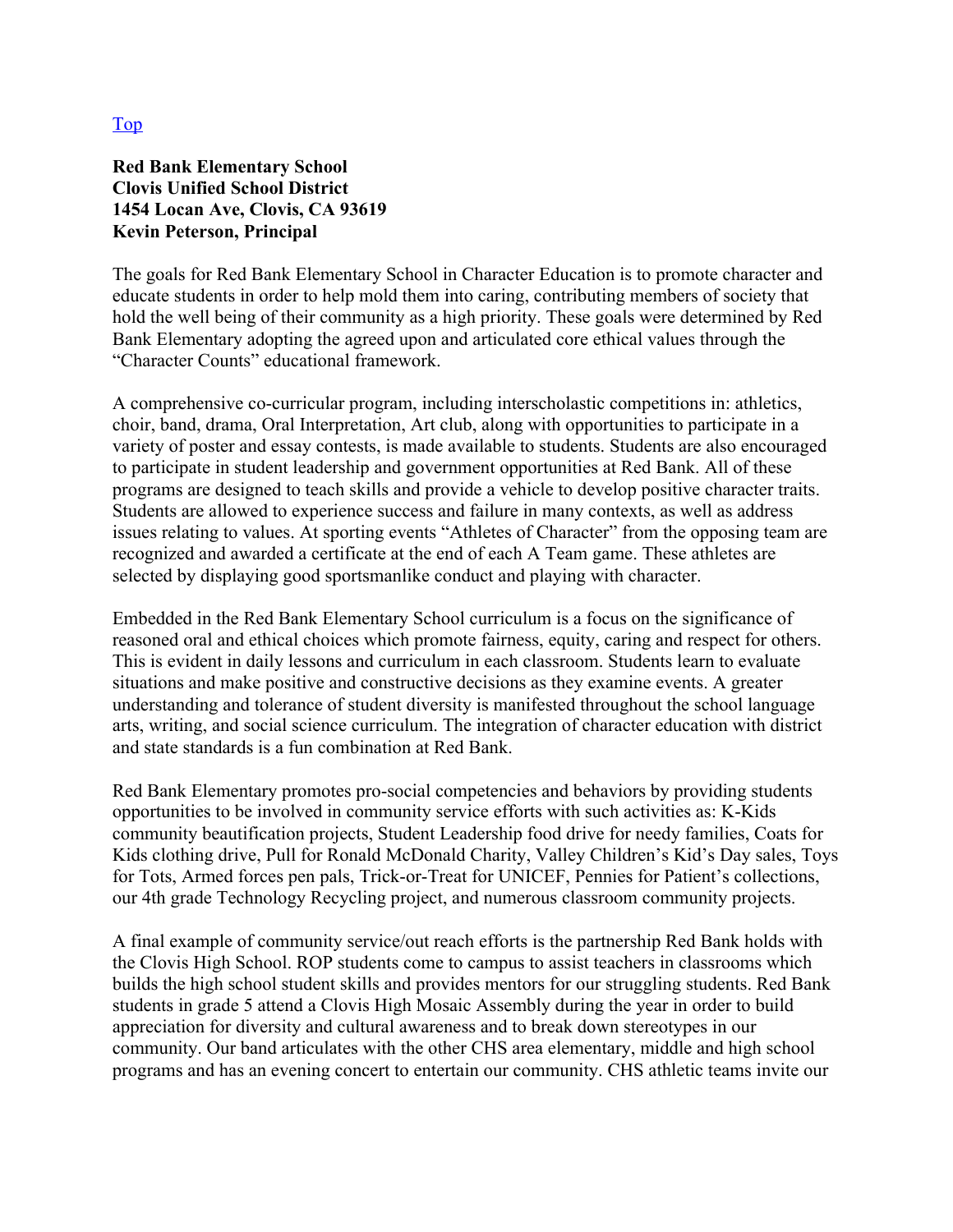Top

**Red Bank Elementary School**
**Clovis Unified School District**
**1454 Locan Ave, Clovis, CA 93619**
**Kevin Peterson, Principal**

The goals for Red Bank Elementary School in Character Education is to promote character and educate students in order to help mold them into caring, contributing members of society that hold the well being of their community as a high priority. These goals were determined by Red Bank Elementary adopting the agreed upon and articulated core ethical values through the "Character Counts" educational framework.

A comprehensive co-curricular program, including interscholastic competitions in: athletics, choir, band, drama, Oral Interpretation, Art club, along with opportunities to participate in a variety of poster and essay contests, is made available to students. Students are also encouraged to participate in student leadership and government opportunities at Red Bank. All of these programs are designed to teach skills and provide a vehicle to develop positive character traits. Students are allowed to experience success and failure in many contexts, as well as address issues relating to values. At sporting events "Athletes of Character" from the opposing team are recognized and awarded a certificate at the end of each A Team game. These athletes are selected by displaying good sportsmanlike conduct and playing with character.

Embedded in the Red Bank Elementary School curriculum is a focus on the significance of reasoned oral and ethical choices which promote fairness, equity, caring and respect for others. This is evident in daily lessons and curriculum in each classroom. Students learn to evaluate situations and make positive and constructive decisions as they examine events. A greater understanding and tolerance of student diversity is manifested throughout the school language arts, writing, and social science curriculum. The integration of character education with district and state standards is a fun combination at Red Bank.

Red Bank Elementary promotes pro-social competencies and behaviors by providing students opportunities to be involved in community service efforts with such activities as: K-Kids community beautification projects, Student Leadership food drive for needy families, Coats for Kids clothing drive, Pull for Ronald McDonald Charity, Valley Children's Kid's Day sales, Toys for Tots, Armed forces pen pals, Trick-or-Treat for UNICEF, Pennies for Patient's collections, our 4th grade Technology Recycling project, and numerous classroom community projects.

A final example of community service/out reach efforts is the partnership Red Bank holds with the Clovis High School. ROP students come to campus to assist teachers in classrooms which builds the high school student skills and provides mentors for our struggling students. Red Bank students in grade 5 attend a Clovis High Mosaic Assembly during the year in order to build appreciation for diversity and cultural awareness and to break down stereotypes in our community. Our band articulates with the other CHS area elementary, middle and high school programs and has an evening concert to entertain our community. CHS athletic teams invite our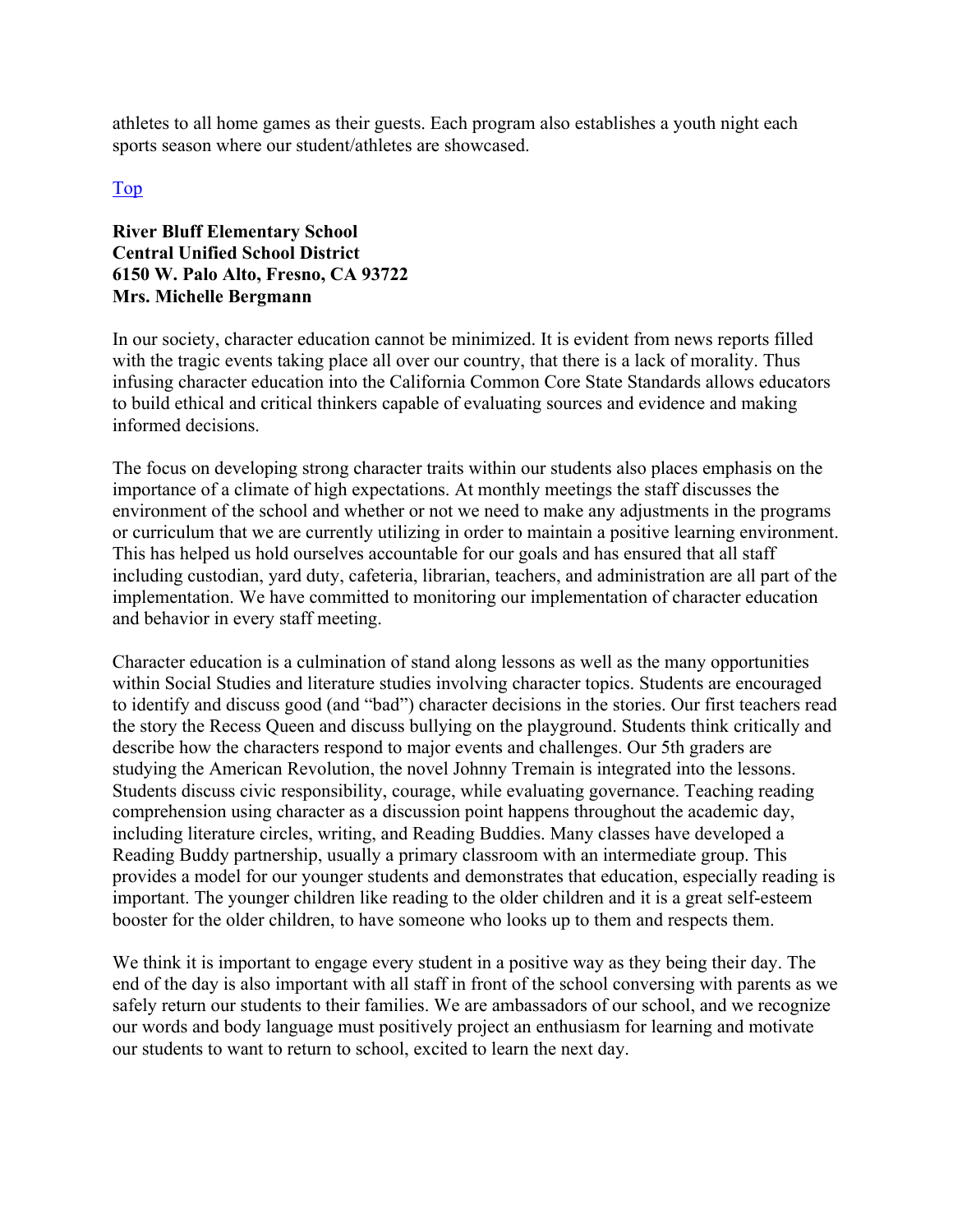athletes to all home games as their guests. Each program also establishes a youth night each sports season where our student/athletes are showcased.

Top

**River Bluff Elementary School**
**Central Unified School District**
**6150 W. Palo Alto, Fresno, CA 93722**
**Mrs. Michelle Bergmann**

In our society, character education cannot be minimized. It is evident from news reports filled with the tragic events taking place all over our country, that there is a lack of morality. Thus infusing character education into the California Common Core State Standards allows educators to build ethical and critical thinkers capable of evaluating sources and evidence and making informed decisions.

The focus on developing strong character traits within our students also places emphasis on the importance of a climate of high expectations. At monthly meetings the staff discusses the environment of the school and whether or not we need to make any adjustments in the programs or curriculum that we are currently utilizing in order to maintain a positive learning environment. This has helped us hold ourselves accountable for our goals and has ensured that all staff including custodian, yard duty, cafeteria, librarian, teachers, and administration are all part of the implementation. We have committed to monitoring our implementation of character education and behavior in every staff meeting.

Character education is a culmination of stand along lessons as well as the many opportunities within Social Studies and literature studies involving character topics. Students are encouraged to identify and discuss good (and "bad") character decisions in the stories. Our first teachers read the story the Recess Queen and discuss bullying on the playground. Students think critically and describe how the characters respond to major events and challenges. Our 5th graders are studying the American Revolution, the novel Johnny Tremain is integrated into the lessons. Students discuss civic responsibility, courage, while evaluating governance. Teaching reading comprehension using character as a discussion point happens throughout the academic day, including literature circles, writing, and Reading Buddies. Many classes have developed a Reading Buddy partnership, usually a primary classroom with an intermediate group. This provides a model for our younger students and demonstrates that education, especially reading is important. The younger children like reading to the older children and it is a great self-esteem booster for the older children, to have someone who looks up to them and respects them.

We think it is important to engage every student in a positive way as they being their day. The end of the day is also important with all staff in front of the school conversing with parents as we safely return our students to their families. We are ambassadors of our school, and we recognize our words and body language must positively project an enthusiasm for learning and motivate our students to want to return to school, excited to learn the next day.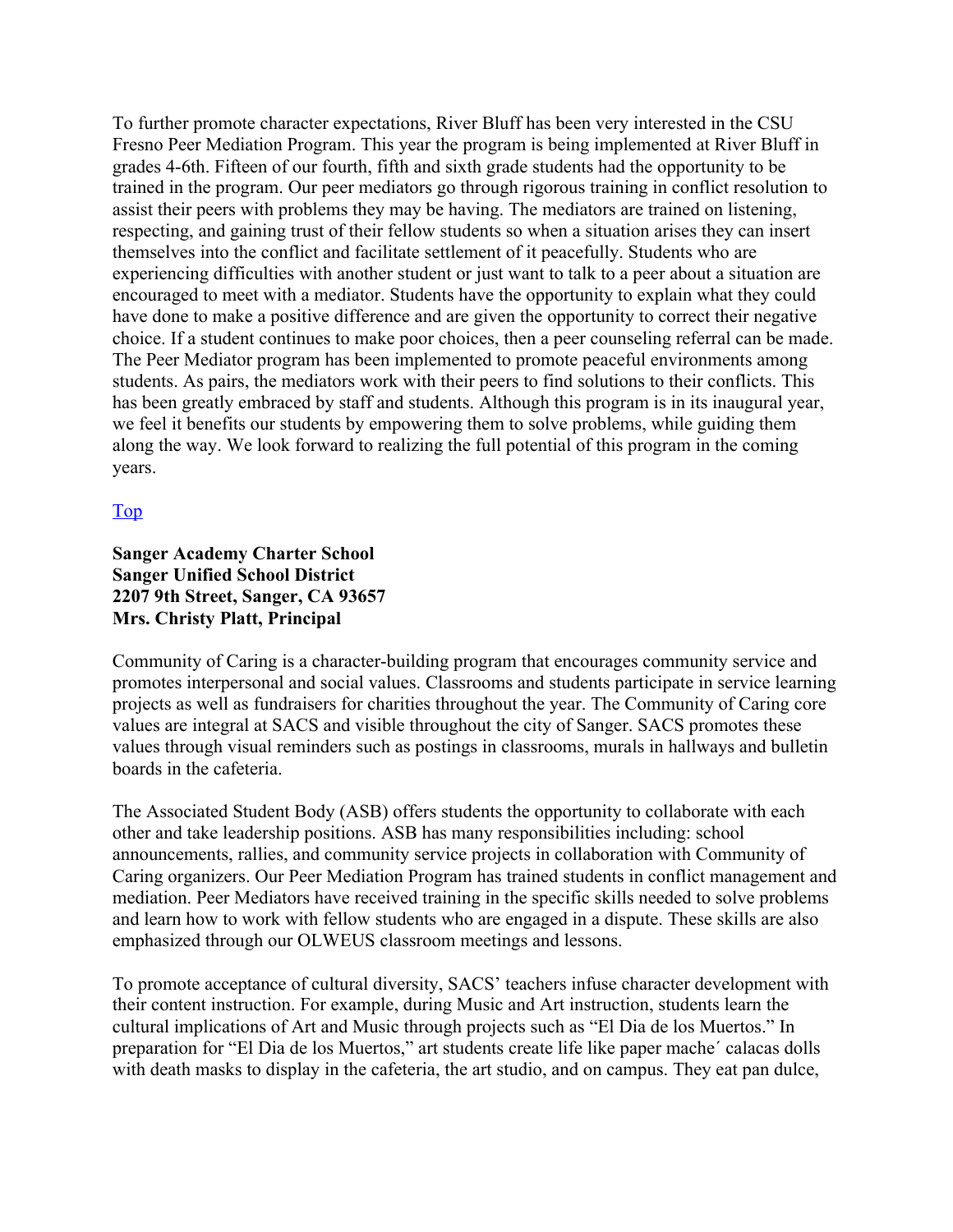To further promote character expectations, River Bluff has been very interested in the CSU Fresno Peer Mediation Program. This year the program is being implemented at River Bluff in grades 4-6th. Fifteen of our fourth, fifth and sixth grade students had the opportunity to be trained in the program. Our peer mediators go through rigorous training in conflict resolution to assist their peers with problems they may be having. The mediators are trained on listening, respecting, and gaining trust of their fellow students so when a situation arises they can insert themselves into the conflict and facilitate settlement of it peacefully. Students who are experiencing difficulties with another student or just want to talk to a peer about a situation are encouraged to meet with a mediator. Students have the opportunity to explain what they could have done to make a positive difference and are given the opportunity to correct their negative choice. If a student continues to make poor choices, then a peer counseling referral can be made. The Peer Mediator program has been implemented to promote peaceful environments among students. As pairs, the mediators work with their peers to find solutions to their conflicts. This has been greatly embraced by staff and students. Although this program is in its inaugural year, we feel it benefits our students by empowering them to solve problems, while guiding them along the way. We look forward to realizing the full potential of this program in the coming years.

Top

**Sanger Academy Charter School**
**Sanger Unified School District**
**2207 9th Street, Sanger, CA 93657**
**Mrs. Christy Platt, Principal**

Community of Caring is a character-building program that encourages community service and promotes interpersonal and social values. Classrooms and students participate in service learning projects as well as fundraisers for charities throughout the year. The Community of Caring core values are integral at SACS and visible throughout the city of Sanger. SACS promotes these values through visual reminders such as postings in classrooms, murals in hallways and bulletin boards in the cafeteria.

The Associated Student Body (ASB) offers students the opportunity to collaborate with each other and take leadership positions. ASB has many responsibilities including: school announcements, rallies, and community service projects in collaboration with Community of Caring organizers. Our Peer Mediation Program has trained students in conflict management and mediation. Peer Mediators have received training in the specific skills needed to solve problems and learn how to work with fellow students who are engaged in a dispute. These skills are also emphasized through our OLWEUS classroom meetings and lessons.

To promote acceptance of cultural diversity, SACS' teachers infuse character development with their content instruction. For example, during Music and Art instruction, students learn the cultural implications of Art and Music through projects such as "El Dia de los Muertos." In preparation for "El Dia de los Muertos," art students create life like paper mache´ calacas dolls with death masks to display in the cafeteria, the art studio, and on campus. They eat pan dulce,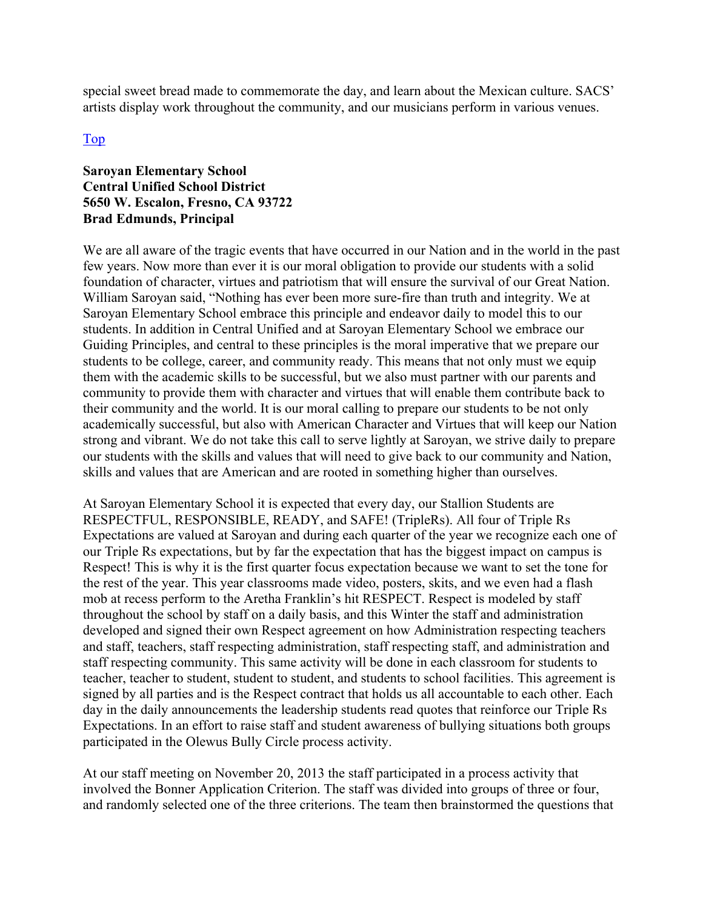special sweet bread made to commemorate the day, and learn about the Mexican culture. SACS' artists display work throughout the community, and our musicians perform in various venues.

[Top](#)

**Saroyan Elementary School**
**Central Unified School District**
**5650 W. Escalon, Fresno, CA 93722**
**Brad Edmunds, Principal**

We are all aware of the tragic events that have occurred in our Nation and in the world in the past few years. Now more than ever it is our moral obligation to provide our students with a solid foundation of character, virtues and patriotism that will ensure the survival of our Great Nation. William Saroyan said, "Nothing has ever been more sure-fire than truth and integrity. We at Saroyan Elementary School embrace this principle and endeavor daily to model this to our students. In addition in Central Unified and at Saroyan Elementary School we embrace our Guiding Principles, and central to these principles is the moral imperative that we prepare our students to be college, career, and community ready. This means that not only must we equip them with the academic skills to be successful, but we also must partner with our parents and community to provide them with character and virtues that will enable them contribute back to their community and the world. It is our moral calling to prepare our students to be not only academically successful, but also with American Character and Virtues that will keep our Nation strong and vibrant. We do not take this call to serve lightly at Saroyan, we strive daily to prepare our students with the skills and values that will need to give back to our community and Nation, skills and values that are American and are rooted in something higher than ourselves.

At Saroyan Elementary School it is expected that every day, our Stallion Students are RESPECTFUL, RESPONSIBLE, READY, and SAFE! (TripleRs). All four of Triple Rs Expectations are valued at Saroyan and during each quarter of the year we recognize each one of our Triple Rs expectations, but by far the expectation that has the biggest impact on campus is Respect! This is why it is the first quarter focus expectation because we want to set the tone for the rest of the year. This year classrooms made video, posters, skits, and we even had a flash mob at recess perform to the Aretha Franklin's hit RESPECT. Respect is modeled by staff throughout the school by staff on a daily basis, and this Winter the staff and administration developed and signed their own Respect agreement on how Administration respecting teachers and staff, teachers, staff respecting administration, staff respecting staff, and administration and staff respecting community. This same activity will be done in each classroom for students to teacher, teacher to student, student to student, and students to school facilities. This agreement is signed by all parties and is the Respect contract that holds us all accountable to each other. Each day in the daily announcements the leadership students read quotes that reinforce our Triple Rs Expectations. In an effort to raise staff and student awareness of bullying situations both groups participated in the Olewus Bully Circle process activity.

At our staff meeting on November 20, 2013 the staff participated in a process activity that involved the Bonner Application Criterion. The staff was divided into groups of three or four, and randomly selected one of the three criterions. The team then brainstormed the questions that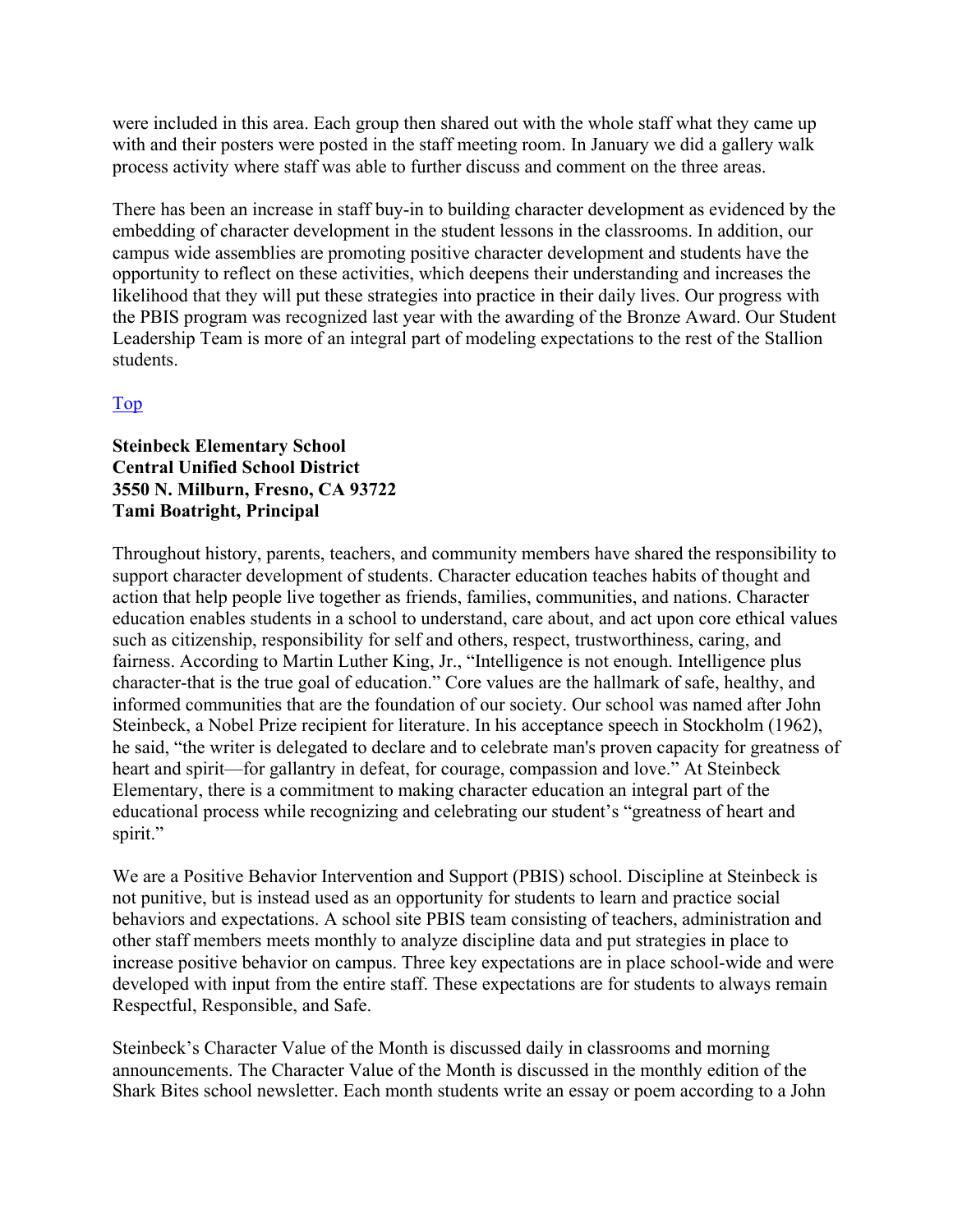were included in this area. Each group then shared out with the whole staff what they came up with and their posters were posted in the staff meeting room. In January we did a gallery walk process activity where staff was able to further discuss and comment on the three areas.

There has been an increase in staff buy-in to building character development as evidenced by the embedding of character development in the student lessons in the classrooms. In addition, our campus wide assemblies are promoting positive character development and students have the opportunity to reflect on these activities, which deepens their understanding and increases the likelihood that they will put these strategies into practice in their daily lives. Our progress with the PBIS program was recognized last year with the awarding of the Bronze Award. Our Student Leadership Team is more of an integral part of modeling expectations to the rest of the Stallion students.

Top

**Steinbeck Elementary School**
**Central Unified School District**
**3550 N. Milburn, Fresno, CA 93722**
**Tami Boatright, Principal**

Throughout history, parents, teachers, and community members have shared the responsibility to support character development of students. Character education teaches habits of thought and action that help people live together as friends, families, communities, and nations. Character education enables students in a school to understand, care about, and act upon core ethical values such as citizenship, responsibility for self and others, respect, trustworthiness, caring, and fairness. According to Martin Luther King, Jr., "Intelligence is not enough. Intelligence plus character-that is the true goal of education." Core values are the hallmark of safe, healthy, and informed communities that are the foundation of our society. Our school was named after John Steinbeck, a Nobel Prize recipient for literature. In his acceptance speech in Stockholm (1962), he said, "the writer is delegated to declare and to celebrate man's proven capacity for greatness of heart and spirit—for gallantry in defeat, for courage, compassion and love." At Steinbeck Elementary, there is a commitment to making character education an integral part of the educational process while recognizing and celebrating our student's "greatness of heart and spirit."

We are a Positive Behavior Intervention and Support (PBIS) school. Discipline at Steinbeck is not punitive, but is instead used as an opportunity for students to learn and practice social behaviors and expectations. A school site PBIS team consisting of teachers, administration and other staff members meets monthly to analyze discipline data and put strategies in place to increase positive behavior on campus. Three key expectations are in place school-wide and were developed with input from the entire staff. These expectations are for students to always remain Respectful, Responsible, and Safe.

Steinbeck's Character Value of the Month is discussed daily in classrooms and morning announcements. The Character Value of the Month is discussed in the monthly edition of the Shark Bites school newsletter. Each month students write an essay or poem according to a John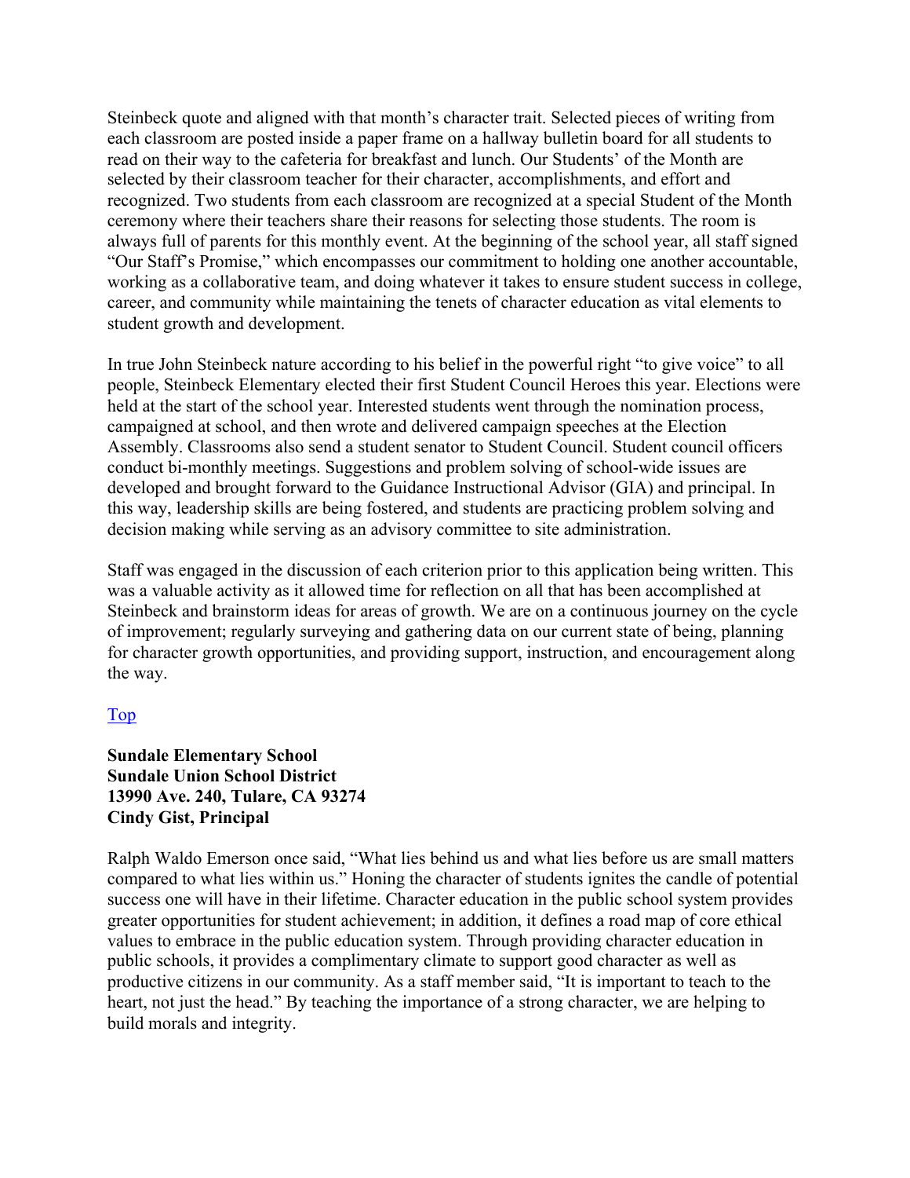Steinbeck quote and aligned with that month's character trait. Selected pieces of writing from each classroom are posted inside a paper frame on a hallway bulletin board for all students to read on their way to the cafeteria for breakfast and lunch. Our Students' of the Month are selected by their classroom teacher for their character, accomplishments, and effort and recognized. Two students from each classroom are recognized at a special Student of the Month ceremony where their teachers share their reasons for selecting those students. The room is always full of parents for this monthly event. At the beginning of the school year, all staff signed "Our Staff's Promise," which encompasses our commitment to holding one another accountable, working as a collaborative team, and doing whatever it takes to ensure student success in college, career, and community while maintaining the tenets of character education as vital elements to student growth and development.

In true John Steinbeck nature according to his belief in the powerful right "to give voice" to all people, Steinbeck Elementary elected their first Student Council Heroes this year. Elections were held at the start of the school year. Interested students went through the nomination process, campaigned at school, and then wrote and delivered campaign speeches at the Election Assembly. Classrooms also send a student senator to Student Council. Student council officers conduct bi-monthly meetings. Suggestions and problem solving of school-wide issues are developed and brought forward to the Guidance Instructional Advisor (GIA) and principal. In this way, leadership skills are being fostered, and students are practicing problem solving and decision making while serving as an advisory committee to site administration.

Staff was engaged in the discussion of each criterion prior to this application being written. This was a valuable activity as it allowed time for reflection on all that has been accomplished at Steinbeck and brainstorm ideas for areas of growth. We are on a continuous journey on the cycle of improvement; regularly surveying and gathering data on our current state of being, planning for character growth opportunities, and providing support, instruction, and encouragement along the way.

[Top](#)

**Sundale Elementary School**
**Sundale Union School District**
**13990 Ave. 240, Tulare, CA 93274**
**Cindy Gist, Principal**

Ralph Waldo Emerson once said, "What lies behind us and what lies before us are small matters compared to what lies within us." Honing the character of students ignites the candle of potential success one will have in their lifetime. Character education in the public school system provides greater opportunities for student achievement; in addition, it defines a road map of core ethical values to embrace in the public education system. Through providing character education in public schools, it provides a complimentary climate to support good character as well as productive citizens in our community. As a staff member said, "It is important to teach to the heart, not just the head." By teaching the importance of a strong character, we are helping to build morals and integrity.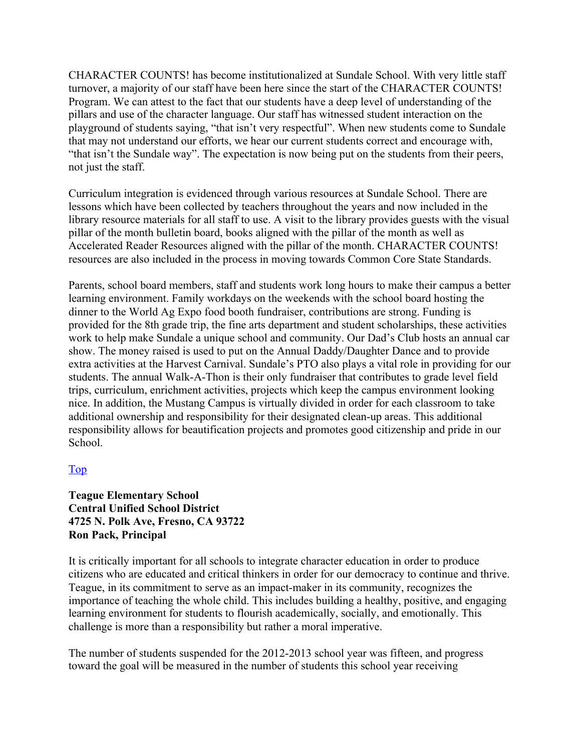CHARACTER COUNTS! has become institutionalized at Sundale School. With very little staff turnover, a majority of our staff have been here since the start of the CHARACTER COUNTS! Program. We can attest to the fact that our students have a deep level of understanding of the pillars and use of the character language. Our staff has witnessed student interaction on the playground of students saying, "that isn't very respectful". When new students come to Sundale that may not understand our efforts, we hear our current students correct and encourage with, "that isn't the Sundale way". The expectation is now being put on the students from their peers, not just the staff.

Curriculum integration is evidenced through various resources at Sundale School. There are lessons which have been collected by teachers throughout the years and now included in the library resource materials for all staff to use. A visit to the library provides guests with the visual pillar of the month bulletin board, books aligned with the pillar of the month as well as Accelerated Reader Resources aligned with the pillar of the month. CHARACTER COUNTS! resources are also included in the process in moving towards Common Core State Standards.

Parents, school board members, staff and students work long hours to make their campus a better learning environment. Family workdays on the weekends with the school board hosting the dinner to the World Ag Expo food booth fundraiser, contributions are strong. Funding is provided for the 8th grade trip, the fine arts department and student scholarships, these activities work to help make Sundale a unique school and community. Our Dad's Club hosts an annual car show. The money raised is used to put on the Annual Daddy/Daughter Dance and to provide extra activities at the Harvest Carnival. Sundale's PTO also plays a vital role in providing for our students. The annual Walk-A-Thon is their only fundraiser that contributes to grade level field trips, curriculum, enrichment activities, projects which keep the campus environment looking nice. In addition, the Mustang Campus is virtually divided in order for each classroom to take additional ownership and responsibility for their designated clean-up areas. This additional responsibility allows for beautification projects and promotes good citizenship and pride in our School.

[Top](#)

**Teague Elementary School**
**Central Unified School District**
**4725 N. Polk Ave, Fresno, CA 93722**
**Ron Pack, Principal**

It is critically important for all schools to integrate character education in order to produce citizens who are educated and critical thinkers in order for our democracy to continue and thrive. Teague, in its commitment to serve as an impact-maker in its community, recognizes the importance of teaching the whole child. This includes building a healthy, positive, and engaging learning environment for students to flourish academically, socially, and emotionally. This challenge is more than a responsibility but rather a moral imperative.

The number of students suspended for the 2012-2013 school year was fifteen, and progress toward the goal will be measured in the number of students this school year receiving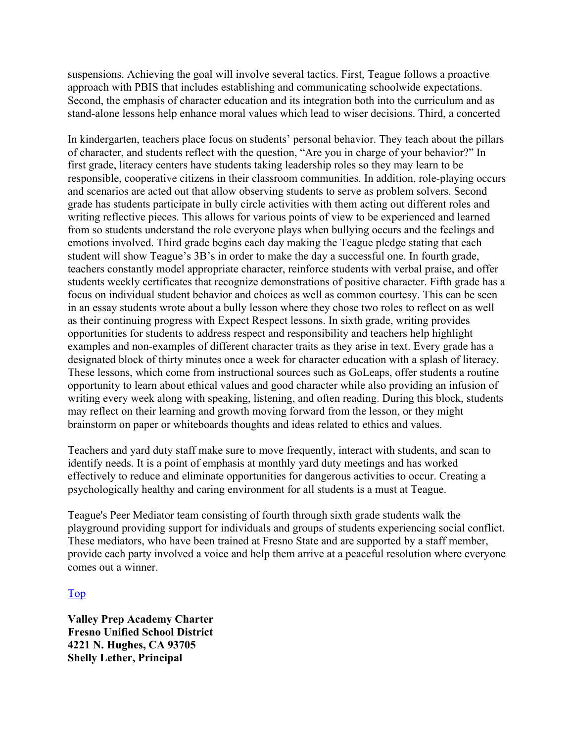suspensions. Achieving the goal will involve several tactics. First, Teague follows a proactive approach with PBIS that includes establishing and communicating schoolwide expectations. Second, the emphasis of character education and its integration both into the curriculum and as stand-alone lessons help enhance moral values which lead to wiser decisions. Third, a concerted

In kindergarten, teachers place focus on students' personal behavior. They teach about the pillars of character, and students reflect with the question, "Are you in charge of your behavior?" In first grade, literacy centers have students taking leadership roles so they may learn to be responsible, cooperative citizens in their classroom communities. In addition, role-playing occurs and scenarios are acted out that allow observing students to serve as problem solvers. Second grade has students participate in bully circle activities with them acting out different roles and writing reflective pieces. This allows for various points of view to be experienced and learned from so students understand the role everyone plays when bullying occurs and the feelings and emotions involved. Third grade begins each day making the Teague pledge stating that each student will show Teague's 3B's in order to make the day a successful one. In fourth grade, teachers constantly model appropriate character, reinforce students with verbal praise, and offer students weekly certificates that recognize demonstrations of positive character. Fifth grade has a focus on individual student behavior and choices as well as common courtesy. This can be seen in an essay students wrote about a bully lesson where they chose two roles to reflect on as well as their continuing progress with Expect Respect lessons. In sixth grade, writing provides opportunities for students to address respect and responsibility and teachers help highlight examples and non-examples of different character traits as they arise in text. Every grade has a designated block of thirty minutes once a week for character education with a splash of literacy. These lessons, which come from instructional sources such as GoLeaps, offer students a routine opportunity to learn about ethical values and good character while also providing an infusion of writing every week along with speaking, listening, and often reading. During this block, students may reflect on their learning and growth moving forward from the lesson, or they might brainstorm on paper or whiteboards thoughts and ideas related to ethics and values.

Teachers and yard duty staff make sure to move frequently, interact with students, and scan to identify needs. It is a point of emphasis at monthly yard duty meetings and has worked effectively to reduce and eliminate opportunities for dangerous activities to occur. Creating a psychologically healthy and caring environment for all students is a must at Teague.

Teague's Peer Mediator team consisting of fourth through sixth grade students walk the playground providing support for individuals and groups of students experiencing social conflict. These mediators, who have been trained at Fresno State and are supported by a staff member, provide each party involved a voice and help them arrive at a peaceful resolution where everyone comes out a winner.

Top

**Valley Prep Academy Charter**
**Fresno Unified School District**
**4221 N. Hughes, CA 93705**
**Shelly Lether, Principal**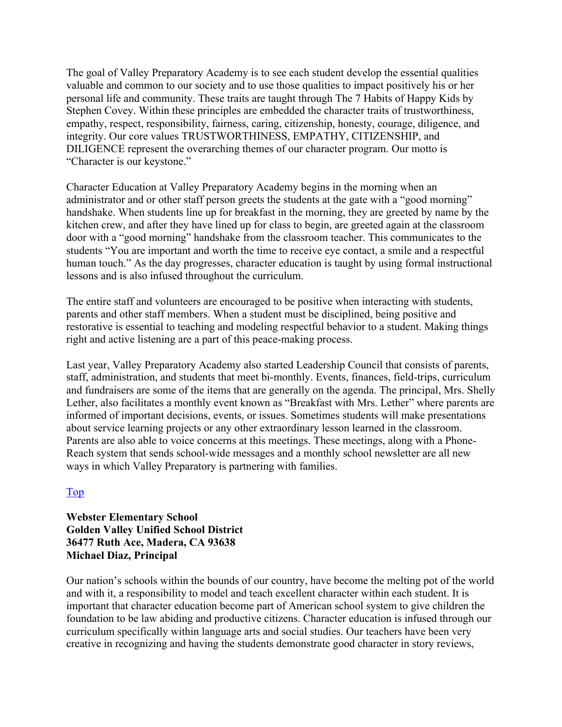The goal of Valley Preparatory Academy is to see each student develop the essential qualities valuable and common to our society and to use those qualities to impact positively his or her personal life and community. These traits are taught through The 7 Habits of Happy Kids by Stephen Covey. Within these principles are embedded the character traits of trustworthiness, empathy, respect, responsibility, fairness, caring, citizenship, honesty, courage, diligence, and integrity. Our core values TRUSTWORTHINESS, EMPATHY, CITIZENSHIP, and DILIGENCE represent the overarching themes of our character program. Our motto is "Character is our keystone."

Character Education at Valley Preparatory Academy begins in the morning when an administrator and or other staff person greets the students at the gate with a "good morning" handshake. When students line up for breakfast in the morning, they are greeted by name by the kitchen crew, and after they have lined up for class to begin, are greeted again at the classroom door with a "good morning" handshake from the classroom teacher. This communicates to the students "You are important and worth the time to receive eye contact, a smile and a respectful human touch." As the day progresses, character education is taught by using formal instructional lessons and is also infused throughout the curriculum.

The entire staff and volunteers are encouraged to be positive when interacting with students, parents and other staff members. When a student must be disciplined, being positive and restorative is essential to teaching and modeling respectful behavior to a student. Making things right and active listening are a part of this peace-making process.

Last year, Valley Preparatory Academy also started Leadership Council that consists of parents, staff, administration, and students that meet bi-monthly. Events, finances, field-trips, curriculum and fundraisers are some of the items that are generally on the agenda. The principal, Mrs. Shelly Lether, also facilitates a monthly event known as "Breakfast with Mrs. Lether" where parents are informed of important decisions, events, or issues. Sometimes students will make presentations about service learning projects or any other extraordinary lesson learned in the classroom. Parents are also able to voice concerns at this meetings. These meetings, along with a Phone-Reach system that sends school-wide messages and a monthly school newsletter are all new ways in which Valley Preparatory is partnering with families.

Top

**Webster Elementary School**
**Golden Valley Unified School District**
**36477 Ruth Ace, Madera, CA 93638**
**Michael Diaz, Principal**

Our nation's schools within the bounds of our country, have become the melting pot of the world and with it, a responsibility to model and teach excellent character within each student. It is important that character education become part of American school system to give children the foundation to be law abiding and productive citizens. Character education is infused through our curriculum specifically within language arts and social studies. Our teachers have been very creative in recognizing and having the students demonstrate good character in story reviews,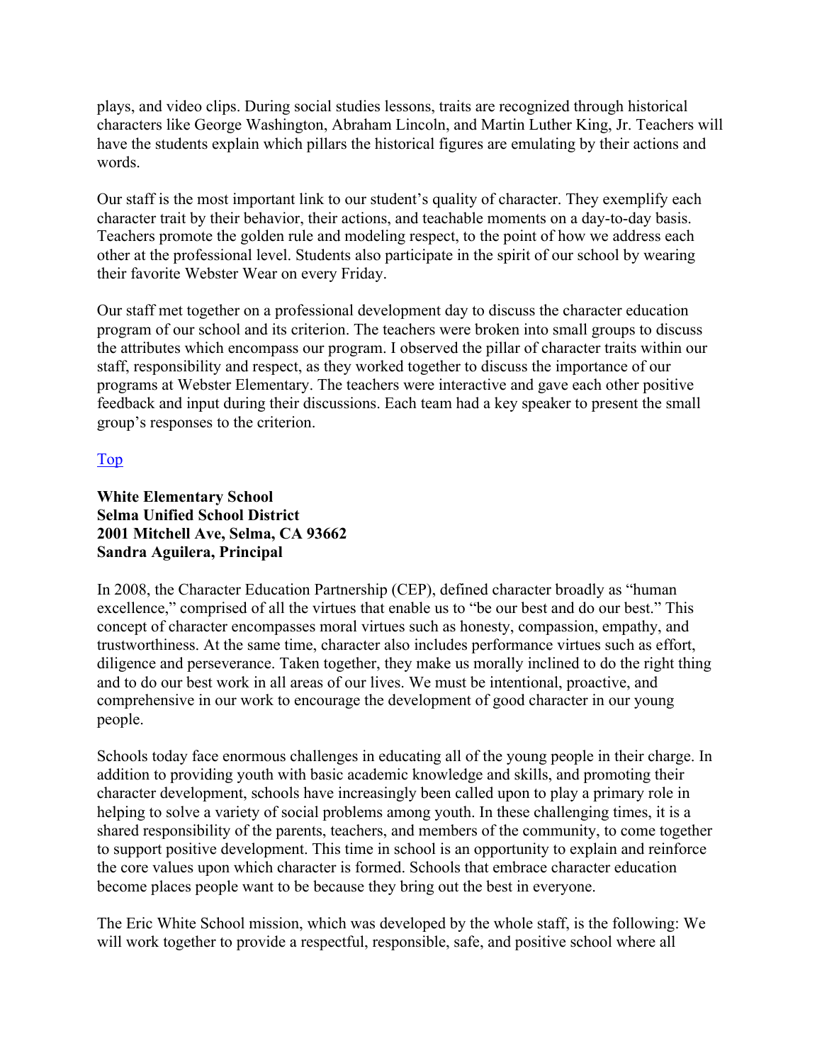plays, and video clips. During social studies lessons, traits are recognized through historical characters like George Washington, Abraham Lincoln, and Martin Luther King, Jr. Teachers will have the students explain which pillars the historical figures are emulating by their actions and words.

Our staff is the most important link to our student's quality of character. They exemplify each character trait by their behavior, their actions, and teachable moments on a day-to-day basis. Teachers promote the golden rule and modeling respect, to the point of how we address each other at the professional level. Students also participate in the spirit of our school by wearing their favorite Webster Wear on every Friday.

Our staff met together on a professional development day to discuss the character education program of our school and its criterion. The teachers were broken into small groups to discuss the attributes which encompass our program. I observed the pillar of character traits within our staff, responsibility and respect, as they worked together to discuss the importance of our programs at Webster Elementary. The teachers were interactive and gave each other positive feedback and input during their discussions. Each team had a key speaker to present the small group's responses to the criterion.

Top

**White Elementary School**
**Selma Unified School District**
**2001 Mitchell Ave, Selma, CA 93662**
**Sandra Aguilera, Principal**

In 2008, the Character Education Partnership (CEP), defined character broadly as "human excellence," comprised of all the virtues that enable us to "be our best and do our best." This concept of character encompasses moral virtues such as honesty, compassion, empathy, and trustworthiness. At the same time, character also includes performance virtues such as effort, diligence and perseverance. Taken together, they make us morally inclined to do the right thing and to do our best work in all areas of our lives. We must be intentional, proactive, and comprehensive in our work to encourage the development of good character in our young people.

Schools today face enormous challenges in educating all of the young people in their charge. In addition to providing youth with basic academic knowledge and skills, and promoting their character development, schools have increasingly been called upon to play a primary role in helping to solve a variety of social problems among youth. In these challenging times, it is a shared responsibility of the parents, teachers, and members of the community, to come together to support positive development. This time in school is an opportunity to explain and reinforce the core values upon which character is formed. Schools that embrace character education become places people want to be because they bring out the best in everyone.

The Eric White School mission, which was developed by the whole staff, is the following: We will work together to provide a respectful, responsible, safe, and positive school where all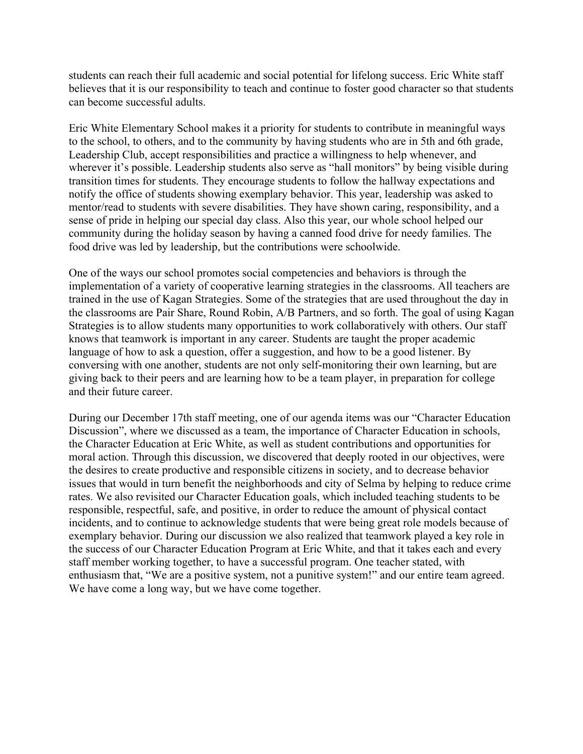students can reach their full academic and social potential for lifelong success. Eric White staff believes that it is our responsibility to teach and continue to foster good character so that students can become successful adults.

Eric White Elementary School makes it a priority for students to contribute in meaningful ways to the school, to others, and to the community by having students who are in 5th and 6th grade, Leadership Club, accept responsibilities and practice a willingness to help whenever, and wherever it's possible. Leadership students also serve as "hall monitors" by being visible during transition times for students. They encourage students to follow the hallway expectations and notify the office of students showing exemplary behavior. This year, leadership was asked to mentor/read to students with severe disabilities. They have shown caring, responsibility, and a sense of pride in helping our special day class. Also this year, our whole school helped our community during the holiday season by having a canned food drive for needy families. The food drive was led by leadership, but the contributions were schoolwide.

One of the ways our school promotes social competencies and behaviors is through the implementation of a variety of cooperative learning strategies in the classrooms. All teachers are trained in the use of Kagan Strategies. Some of the strategies that are used throughout the day in the classrooms are Pair Share, Round Robin, A/B Partners, and so forth. The goal of using Kagan Strategies is to allow students many opportunities to work collaboratively with others. Our staff knows that teamwork is important in any career. Students are taught the proper academic language of how to ask a question, offer a suggestion, and how to be a good listener. By conversing with one another, students are not only self-monitoring their own learning, but are giving back to their peers and are learning how to be a team player, in preparation for college and their future career.

During our December 17th staff meeting, one of our agenda items was our "Character Education Discussion", where we discussed as a team, the importance of Character Education in schools, the Character Education at Eric White, as well as student contributions and opportunities for moral action. Through this discussion, we discovered that deeply rooted in our objectives, were the desires to create productive and responsible citizens in society, and to decrease behavior issues that would in turn benefit the neighborhoods and city of Selma by helping to reduce crime rates. We also revisited our Character Education goals, which included teaching students to be responsible, respectful, safe, and positive, in order to reduce the amount of physical contact incidents, and to continue to acknowledge students that were being great role models because of exemplary behavior. During our discussion we also realized that teamwork played a key role in the success of our Character Education Program at Eric White, and that it takes each and every staff member working together, to have a successful program. One teacher stated, with enthusiasm that, "We are a positive system, not a punitive system!" and our entire team agreed. We have come a long way, but we have come together.